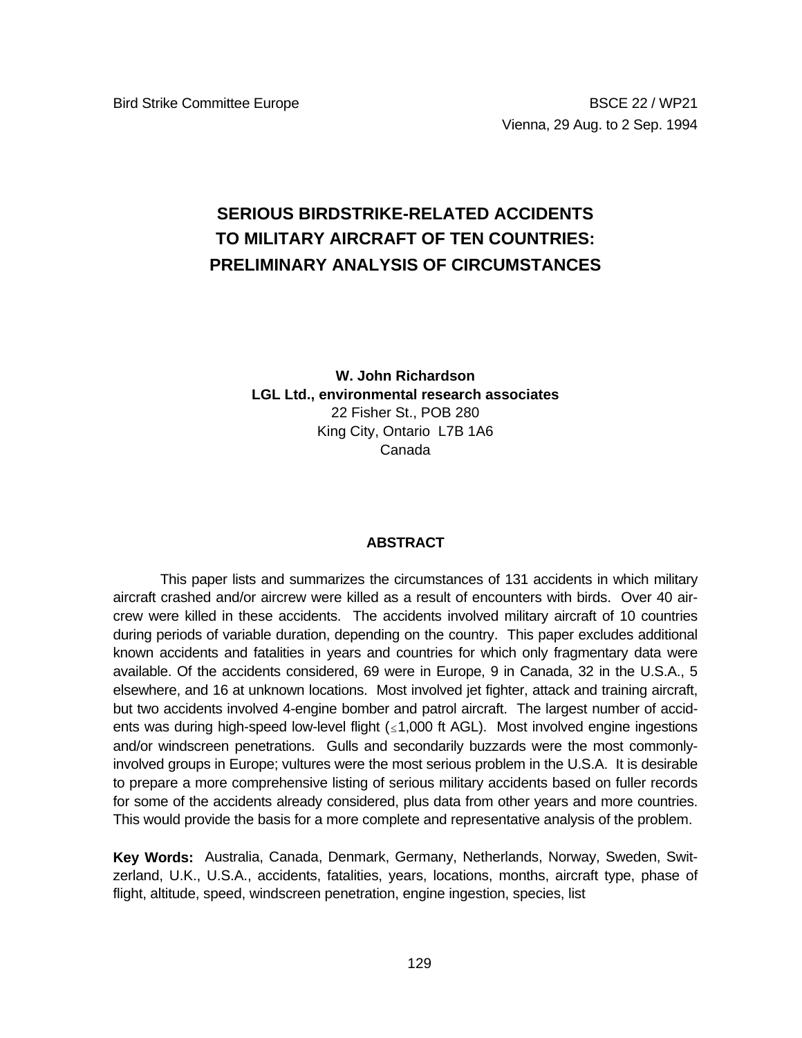Bird Strike Committee Europe BSCE 22 / WP21
Vienna, 29 Aug. to 2 Sep. 1994

# SERIOUS BIRDSTRIKE-RELATED ACCIDENTS TO MILITARY AIRCRAFT OF TEN COUNTRIES: PRELIMINARY ANALYSIS OF CIRCUMSTANCES

**W. John Richardson**
**LGL Ltd., environmental research associates**
22 Fisher St., POB 280
King City, Ontario L7B 1A6
Canada

## ABSTRACT

This paper lists and summarizes the circumstances of 131 accidents in which military aircraft crashed and/or aircrew were killed as a result of encounters with birds. Over 40 aircrew were killed in these accidents. The accidents involved military aircraft of 10 countries during periods of variable duration, depending on the country. This paper excludes additional known accidents and fatalities in years and countries for which only fragmentary data were available. Of the accidents considered, 69 were in Europe, 9 in Canada, 32 in the U.S.A., 5 elsewhere, and 16 at unknown locations. Most involved jet fighter, attack and training aircraft, but two accidents involved 4-engine bomber and patrol aircraft. The largest number of accidents was during high-speed low-level flight ($\leq$1,000 ft AGL). Most involved engine ingestions and/or windscreen penetrations. Gulls and secondarily buzzards were the most commonly-involved groups in Europe; vultures were the most serious problem in the U.S.A. It is desirable to prepare a more comprehensive listing of serious military accidents based on fuller records for some of the accidents already considered, plus data from other years and more countries. This would provide the basis for a more complete and representative analysis of the problem.

**Key Words:** Australia, Canada, Denmark, Germany, Netherlands, Norway, Sweden, Switzerland, U.K., U.S.A., accidents, fatalities, years, locations, months, aircraft type, phase of flight, altitude, speed, windscreen penetration, engine ingestion, species, list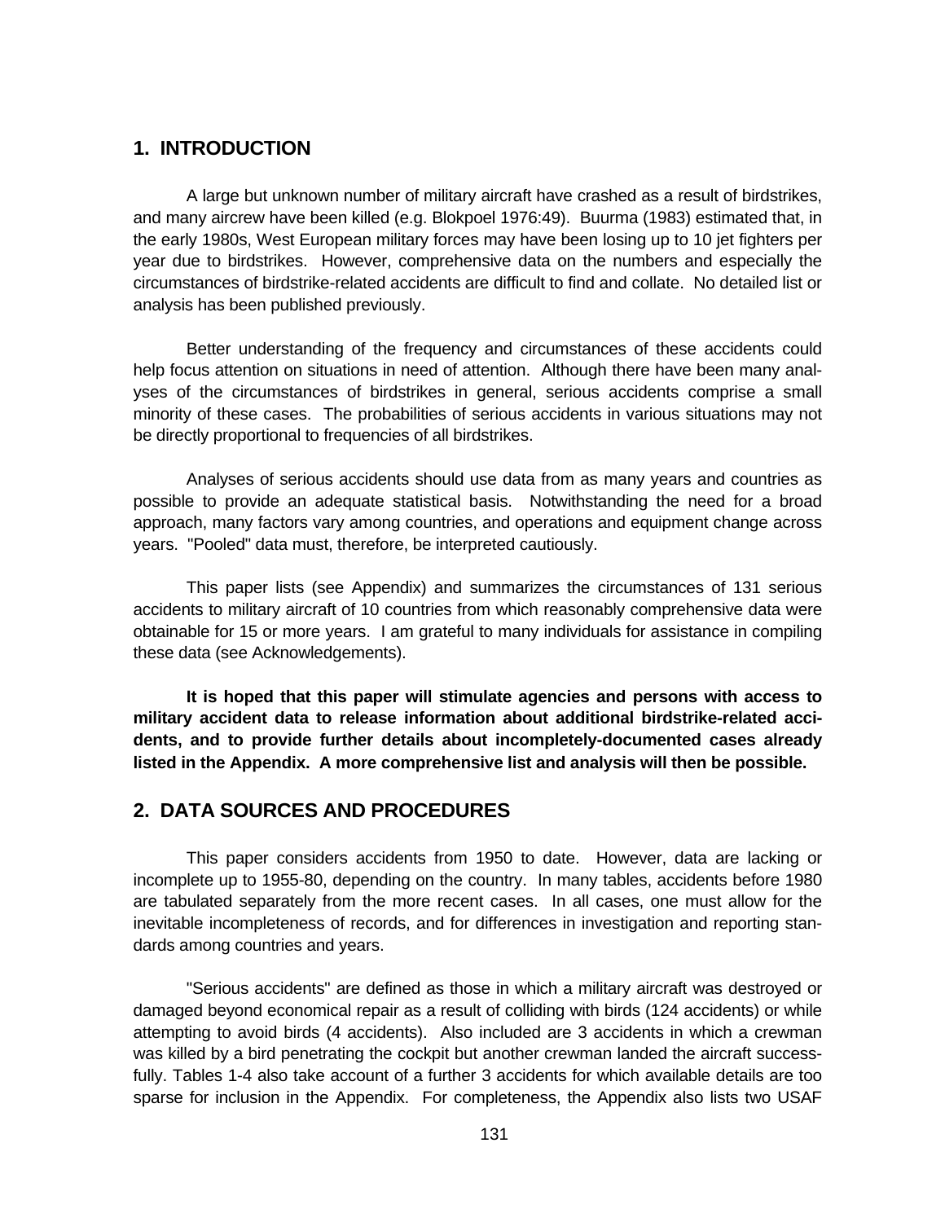## 1. INTRODUCTION

A large but unknown number of military aircraft have crashed as a result of birdstrikes, and many aircrew have been killed (e.g. Blokpoel 1976:49). Buurma (1983) estimated that, in the early 1980s, West European military forces may have been losing up to 10 jet fighters per year due to birdstrikes. However, comprehensive data on the numbers and especially the circumstances of birdstrike-related accidents are difficult to find and collate. No detailed list or analysis has been published previously.

Better understanding of the frequency and circumstances of these accidents could help focus attention on situations in need of attention. Although there have been many analyses of the circumstances of birdstrikes in general, serious accidents comprise a small minority of these cases. The probabilities of serious accidents in various situations may not be directly proportional to frequencies of all birdstrikes.

Analyses of serious accidents should use data from as many years and countries as possible to provide an adequate statistical basis. Notwithstanding the need for a broad approach, many factors vary among countries, and operations and equipment change across years. "Pooled" data must, therefore, be interpreted cautiously.

This paper lists (see Appendix) and summarizes the circumstances of 131 serious accidents to military aircraft of 10 countries from which reasonably comprehensive data were obtainable for 15 or more years. I am grateful to many individuals for assistance in compiling these data (see Acknowledgements).

**It is hoped that this paper will stimulate agencies and persons with access to military accident data to release information about additional birdstrike-related accidents, and to provide further details about incompletely-documented cases already listed in the Appendix. A more comprehensive list and analysis will then be possible.**

## 2. DATA SOURCES AND PROCEDURES

This paper considers accidents from 1950 to date. However, data are lacking or incomplete up to 1955-80, depending on the country. In many tables, accidents before 1980 are tabulated separately from the more recent cases. In all cases, one must allow for the inevitable incompleteness of records, and for differences in investigation and reporting standards among countries and years.

"Serious accidents" are defined as those in which a military aircraft was destroyed or damaged beyond economical repair as a result of colliding with birds (124 accidents) or while attempting to avoid birds (4 accidents). Also included are 3 accidents in which a crewman was killed by a bird penetrating the cockpit but another crewman landed the aircraft successfully. Tables 1-4 also take account of a further 3 accidents for which available details are too sparse for inclusion in the Appendix. For completeness, the Appendix also lists two USAF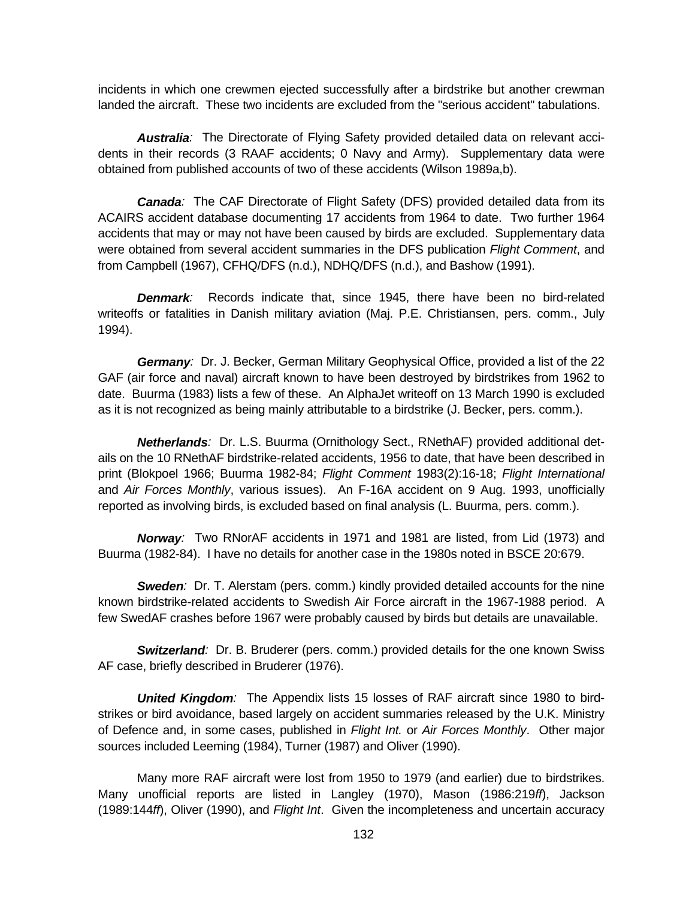incidents in which one crewmen ejected successfully after a birdstrike but another crewman landed the aircraft. These two incidents are excluded from the "serious accident" tabulations.

***Australia**:* The Directorate of Flying Safety provided detailed data on relevant accidents in their records (3 RAAF accidents; 0 Navy and Army). Supplementary data were obtained from published accounts of two of these accidents (Wilson 1989a,b).

***Canada**:* The CAF Directorate of Flight Safety (DFS) provided detailed data from its ACAIRS accident database documenting 17 accidents from 1964 to date. Two further 1964 accidents that may or may not have been caused by birds are excluded. Supplementary data were obtained from several accident summaries in the DFS publication *Flight Comment*, and from Campbell (1967), CFHQ/DFS (n.d.), NDHQ/DFS (n.d.), and Bashow (1991).

***Denmark**:* Records indicate that, since 1945, there have been no bird-related writeoffs or fatalities in Danish military aviation (Maj. P.E. Christiansen, pers. comm., July 1994).

***Germany**:* Dr. J. Becker, German Military Geophysical Office, provided a list of the 22 GAF (air force and naval) aircraft known to have been destroyed by birdstrikes from 1962 to date. Buurma (1983) lists a few of these. An AlphaJet writeoff on 13 March 1990 is excluded as it is not recognized as being mainly attributable to a birdstrike (J. Becker, pers. comm.).

***Netherlands**:* Dr. L.S. Buurma (Ornithology Sect., RNethAF) provided additional details on the 10 RNethAF birdstrike-related accidents, 1956 to date, that have been described in print (Blokpoel 1966; Buurma 1982-84; *Flight Comment* 1983(2):16-18; *Flight International* and *Air Forces Monthly*, various issues). An F-16A accident on 9 Aug. 1993, unofficially reported as involving birds, is excluded based on final analysis (L. Buurma, pers. comm.).

***Norway**:* Two RNorAF accidents in 1971 and 1981 are listed, from Lid (1973) and Buurma (1982-84). I have no details for another case in the 1980s noted in BSCE 20:679.

***Sweden**:* Dr. T. Alerstam (pers. comm.) kindly provided detailed accounts for the nine known birdstrike-related accidents to Swedish Air Force aircraft in the 1967-1988 period. A few SwedAF crashes before 1967 were probably caused by birds but details are unavailable.

***Switzerland**:* Dr. B. Bruderer (pers. comm.) provided details for the one known Swiss AF case, briefly described in Bruderer (1976).

***United Kingdom**:* The Appendix lists 15 losses of RAF aircraft since 1980 to birdstrikes or bird avoidance, based largely on accident summaries released by the U.K. Ministry of Defence and, in some cases, published in *Flight Int.* or *Air Forces Monthly*. Other major sources included Leeming (1984), Turner (1987) and Oliver (1990).

Many more RAF aircraft were lost from 1950 to 1979 (and earlier) due to birdstrikes. Many unofficial reports are listed in Langley (1970), Mason (1986:219*ff*), Jackson (1989:144*ff*), Oliver (1990), and *Flight Int*. Given the incompleteness and uncertain accuracy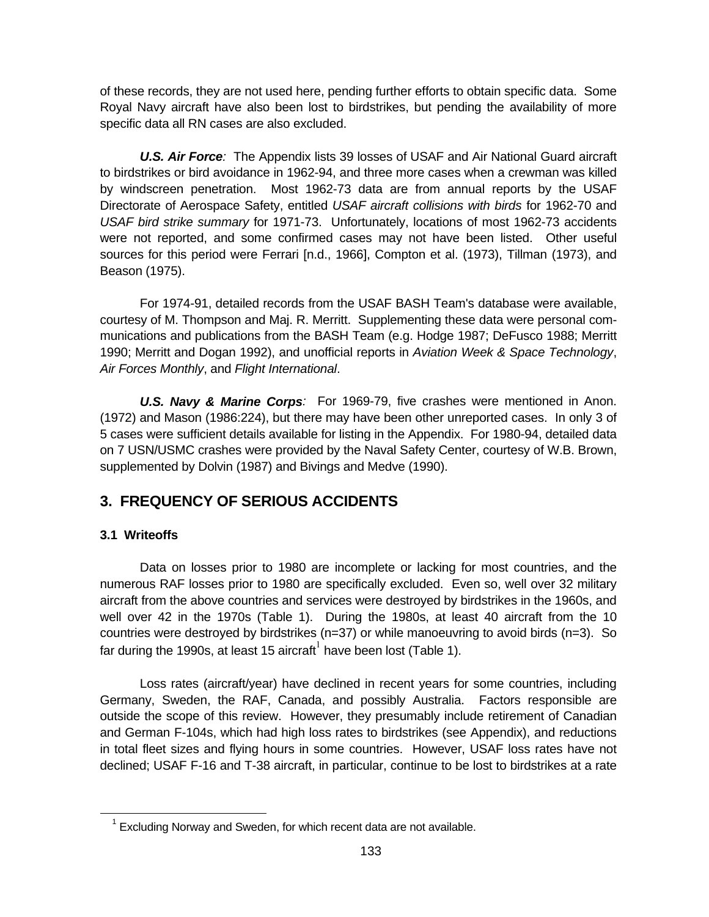of these records, they are not used here, pending further efforts to obtain specific data. Some Royal Navy aircraft have also been lost to birdstrikes, but pending the availability of more specific data all RN cases are also excluded.

***U.S. Air Force****:* The Appendix lists 39 losses of USAF and Air National Guard aircraft to birdstrikes or bird avoidance in 1962-94, and three more cases when a crewman was killed by windscreen penetration. Most 1962-73 data are from annual reports by the USAF Directorate of Aerospace Safety, entitled *USAF aircraft collisions with birds* for 1962-70 and *USAF bird strike summary* for 1971-73. Unfortunately, locations of most 1962-73 accidents were not reported, and some confirmed cases may not have been listed. Other useful sources for this period were Ferrari [n.d., 1966], Compton et al. (1973), Tillman (1973), and Beason (1975).

For 1974-91, detailed records from the USAF BASH Team's database were available, courtesy of M. Thompson and Maj. R. Merritt. Supplementing these data were personal communications and publications from the BASH Team (e.g. Hodge 1987; DeFusco 1988; Merritt 1990; Merritt and Dogan 1992), and unofficial reports in *Aviation Week & Space Technology*, *Air Forces Monthly*, and *Flight International*.

***U.S. Navy & Marine Corps****:* For 1969-79, five crashes were mentioned in Anon. (1972) and Mason (1986:224), but there may have been other unreported cases. In only 3 of 5 cases were sufficient details available for listing in the Appendix. For 1980-94, detailed data on 7 USN/USMC crashes were provided by the Naval Safety Center, courtesy of W.B. Brown, supplemented by Dolvin (1987) and Bivings and Medve (1990).

## 3. FREQUENCY OF SERIOUS ACCIDENTS

### 3.1 Writeoffs

Data on losses prior to 1980 are incomplete or lacking for most countries, and the numerous RAF losses prior to 1980 are specifically excluded. Even so, well over 32 military aircraft from the above countries and services were destroyed by birdstrikes in the 1960s, and well over 42 in the 1970s (Table 1). During the 1980s, at least 40 aircraft from the 10 countries were destroyed by birdstrikes (n=37) or while manoeuvring to avoid birds (n=3). So far during the 1990s, at least 15 aircraft[1] have been lost (Table 1).

Loss rates (aircraft/year) have declined in recent years for some countries, including Germany, Sweden, the RAF, Canada, and possibly Australia. Factors responsible are outside the scope of this review. However, they presumably include retirement of Canadian and German F-104s, which had high loss rates to birdstrikes (see Appendix), and reductions in total fleet sizes and flying hours in some countries. However, USAF loss rates have not declined; USAF F-16 and T-38 aircraft, in particular, continue to be lost to birdstrikes at a rate

[1] Excluding Norway and Sweden, for which recent data are not available.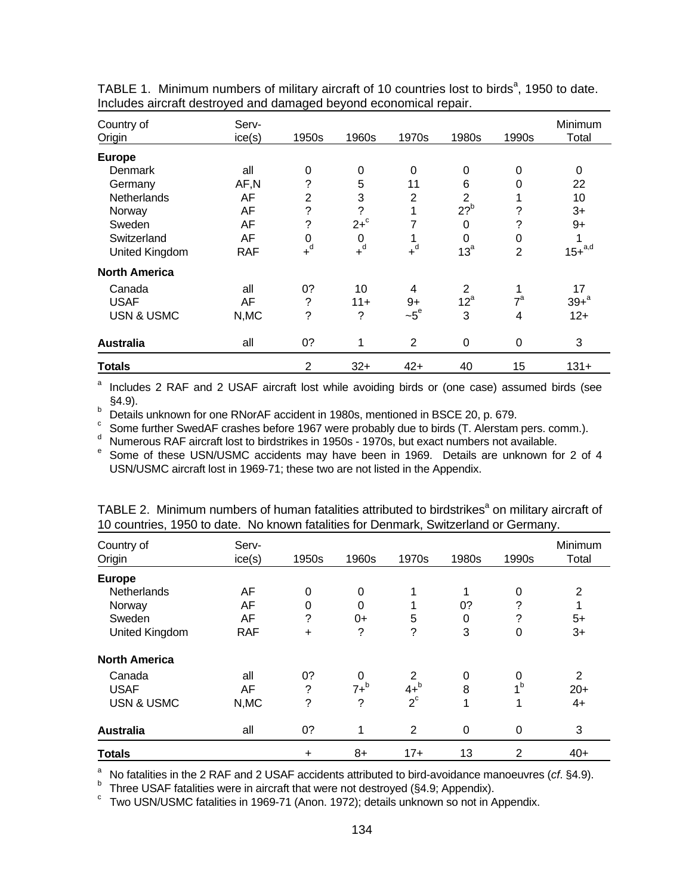TABLE 1. Minimum numbers of military aircraft of 10 countries lost to birds[a], 1950 to date. Includes aircraft destroyed and damaged beyond economical repair.

| Country of Origin | Serv-ice(s) | 1950s | 1960s | 1970s | 1980s | 1990s | Minimum Total |
|---|---|---|---|---|---|---|---|
| **Europe** | | | | | | | |
| Denmark | all | 0 | 0 | 0 | 0 | 0 | 0 |
| Germany | AF,N | ? | 5 | 11 | 6 | 0 | 22 |
| Netherlands | AF | 2 | 3 | 2 | 2 | 1 | 10 |
| Norway | AF | ? | ? | 1 | 2?[b] | ? | 3+ |
| Sweden | AF | ? | 2+[c] | 7 | 0 | ? | 9+ |
| Switzerland | AF | 0 | 0 | 1 | 0 | 0 | 1 |
| United Kingdom | RAF | +[d] | +[d] | +[d] | 13[a] | 2 | 15+[a,d] |
| **North America** | | | | | | | |
| Canada | all | 0? | 10 | 4 | 2 | 1 | 17 |
| USAF | AF | ? | 11+ | 9+ | 12[a] | 7[a] | 39+[a] |
| USN & USMC | N,MC | ? | ? | ~5[e] | 3 | 4 | 12+ |
| **Australia** | all | 0? | 1 | 2 | 0 | 0 | 3 |
| **Totals** | | 2 | 32+ | 42+ | 40 | 15 | 131+ |

[a] Includes 2 RAF and 2 USAF aircraft lost while avoiding birds or (one case) assumed birds (see §4.9).
[b] Details unknown for one RNorAF accident in 1980s, mentioned in BSCE 20, p. 679.
[c] Some further SwedAF crashes before 1967 were probably due to birds (T. Alerstam pers. comm.).
[d] Numerous RAF aircraft lost to birdstrikes in 1950s - 1970s, but exact numbers not available.
[e] Some of these USN/USMC accidents may have been in 1969. Details are unknown for 2 of 4 USN/USMC aircraft lost in 1969-71; these two are not listed in the Appendix.

TABLE 2. Minimum numbers of human fatalities attributed to birdstrikes[a] on military aircraft of 10 countries, 1950 to date. No known fatalities for Denmark, Switzerland or Germany.

| Country of Origin | Serv-ice(s) | 1950s | 1960s | 1970s | 1980s | 1990s | Minimum Total |
|---|---|---|---|---|---|---|---|
| **Europe** | | | | | | | |
| Netherlands | AF | 0 | 0 | 1 | 1 | 0 | 2 |
| Norway | AF | 0 | 0 | 1 | 0? | ? | 1 |
| Sweden | AF | ? | 0+ | 5 | 0 | ? | 5+ |
| United Kingdom | RAF | + | ? | ? | 3 | 0 | 3+ |
| **North America** | | | | | | | |
| Canada | all | 0? | 0 | 2 | 0 | 0 | 2 |
| USAF | AF | ? | 7+[b] | 4+[b] | 8 | 1[b] | 20+ |
| USN & USMC | N,MC | ? | ? | 2[c] | 1 | 1 | 4+ |
| **Australia** | all | 0? | 1 | 2 | 0 | 0 | 3 |
| **Totals** | | + | 8+ | 17+ | 13 | 2 | 40+ |

[a] No fatalities in the 2 RAF and 2 USAF accidents attributed to bird-avoidance manoeuvres (*cf*. §4.9).
[b] Three USAF fatalities were in aircraft that were not destroyed (§4.9; Appendix).
[c] Two USN/USMC fatalities in 1969-71 (Anon. 1972); details unknown so not in Appendix.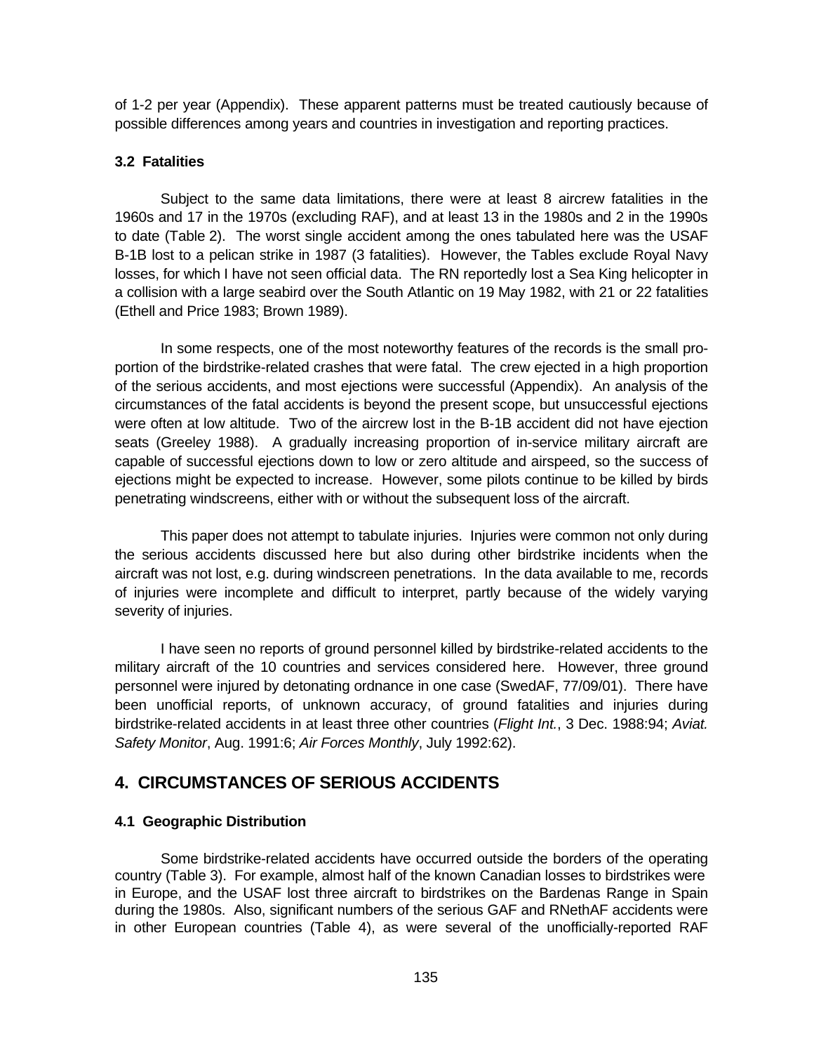of 1-2 per year (Appendix). These apparent patterns must be treated cautiously because of possible differences among years and countries in investigation and reporting practices.

### 3.2 Fatalities

Subject to the same data limitations, there were at least 8 aircrew fatalities in the 1960s and 17 in the 1970s (excluding RAF), and at least 13 in the 1980s and 2 in the 1990s to date (Table 2). The worst single accident among the ones tabulated here was the USAF B-1B lost to a pelican strike in 1987 (3 fatalities). However, the Tables exclude Royal Navy losses, for which I have not seen official data. The RN reportedly lost a Sea King helicopter in a collision with a large seabird over the South Atlantic on 19 May 1982, with 21 or 22 fatalities (Ethell and Price 1983; Brown 1989).

In some respects, one of the most noteworthy features of the records is the small proportion of the birdstrike-related crashes that were fatal. The crew ejected in a high proportion of the serious accidents, and most ejections were successful (Appendix). An analysis of the circumstances of the fatal accidents is beyond the present scope, but unsuccessful ejections were often at low altitude. Two of the aircrew lost in the B-1B accident did not have ejection seats (Greeley 1988). A gradually increasing proportion of in-service military aircraft are capable of successful ejections down to low or zero altitude and airspeed, so the success of ejections might be expected to increase. However, some pilots continue to be killed by birds penetrating windscreens, either with or without the subsequent loss of the aircraft.

This paper does not attempt to tabulate injuries. Injuries were common not only during the serious accidents discussed here but also during other birdstrike incidents when the aircraft was not lost, e.g. during windscreen penetrations. In the data available to me, records of injuries were incomplete and difficult to interpret, partly because of the widely varying severity of injuries.

I have seen no reports of ground personnel killed by birdstrike-related accidents to the military aircraft of the 10 countries and services considered here. However, three ground personnel were injured by detonating ordnance in one case (SwedAF, 77/09/01). There have been unofficial reports, of unknown accuracy, of ground fatalities and injuries during birdstrike-related accidents in at least three other countries (*Flight Int.*, 3 Dec. 1988:94; *Aviat. Safety Monitor*, Aug. 1991:6; *Air Forces Monthly*, July 1992:62).

## 4. CIRCUMSTANCES OF SERIOUS ACCIDENTS

### 4.1 Geographic Distribution

Some birdstrike-related accidents have occurred outside the borders of the operating country (Table 3). For example, almost half of the known Canadian losses to birdstrikes were in Europe, and the USAF lost three aircraft to birdstrikes on the Bardenas Range in Spain during the 1980s. Also, significant numbers of the serious GAF and RNethAF accidents were in other European countries (Table 4), as were several of the unofficially-reported RAF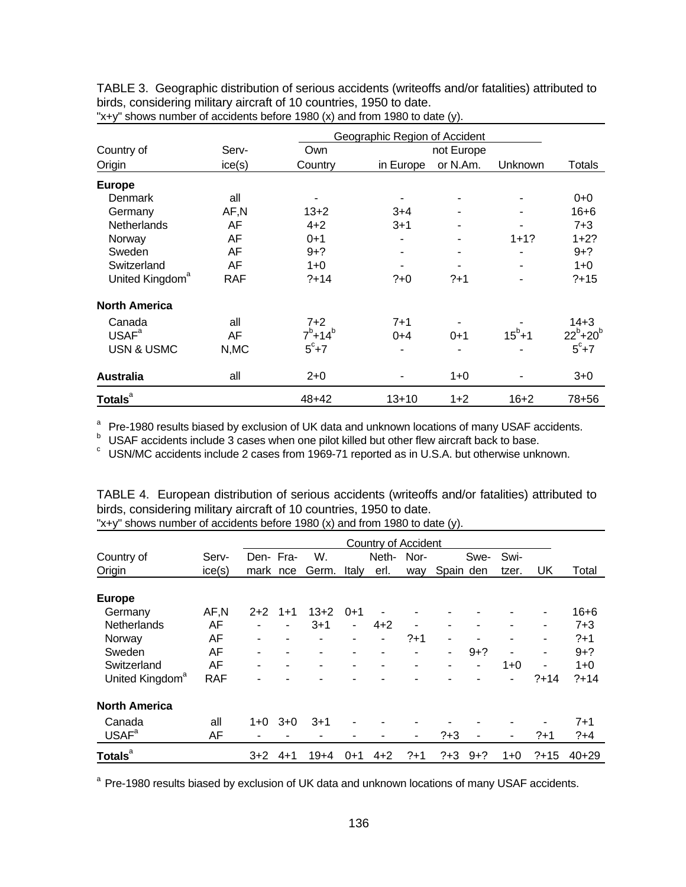TABLE 3. Geographic distribution of serious accidents (writeoffs and/or fatalities) attributed to birds, considering military aircraft of 10 countries, 1950 to date.
"x+y" shows number of accidents before 1980 (x) and from 1980 to date (y).

| Country of Origin | Serv-ice(s) | Geographic Region of Accident: Own Country | in Europe | not Europe or N.Am. | Unknown | Totals |
|---|---|---|---|---|---|---|
| **Europe** | | | | | | |
| Denmark | all | - | - | - | - | 0+0 |
| Germany | AF,N | 13+2 | 3+4 | - | - | 16+6 |
| Netherlands | AF | 4+2 | 3+1 | - | - | 7+3 |
| Norway | AF | 0+1 | - | - | 1+1? | 1+2? |
| Sweden | AF | 9+? | - | - | - | 9+? |
| Switzerland | AF | 1+0 | - | - | - | 1+0 |
| United Kingdom[a] | RAF | ?+14 | ?+0 | ?+1 | - | ?+15 |
| **North America** | | | | | | |
| Canada | all | 7+2 | 7+1 | - | - | 14+3 |
| USAF[a] | AF | 7[b]+14[b] | 0+4 | 0+1 | 15[b]+1 | 22[b]+20[b] |
| USN & USMC | N,MC | 5[c]+7 | - | - | - | 5[c]+7 |
| **Australia** | all | 2+0 | - | 1+0 | - | 3+0 |
| **Totals**[a] | | 48+42 | 13+10 | 1+2 | 16+2 | 78+56 |

[a] Pre-1980 results biased by exclusion of UK data and unknown locations of many USAF accidents.
[b] USAF accidents include 3 cases when one pilot killed but other flew aircraft back to base.
[c] USN/MC accidents include 2 cases from 1969-71 reported as in U.S.A. but otherwise unknown.

TABLE 4. European distribution of serious accidents (writeoffs and/or fatalities) attributed to birds, considering military aircraft of 10 countries, 1950 to date.
"x+y" shows number of accidents before 1980 (x) and from 1980 to date (y).

| Country of Origin | Serv-ice(s) | Country of Accident: Denmark | France | W. Germ. | Italy | Neth-erl. | Nor-way | Spain | Swe-den | Swi-tzer. | UK | Total |
|---|---|---|---|---|---|---|---|---|---|---|---|---|
| **Europe** | | | | | | | | | | | | |
| Germany | AF,N | 2+2 | 1+1 | 13+2 | 0+1 | - | - | - | - | - | - | 16+6 |
| Netherlands | AF | - | - | 3+1 | - | 4+2 | - | - | - | - | - | 7+3 |
| Norway | AF | - | - | - | - | - | ?+1 | - | - | - | - | ?+1 |
| Sweden | AF | - | - | - | - | - | - | - | 9+? | - | - | 9+? |
| Switzerland | AF | - | - | - | - | - | - | - | - | 1+0 | - | 1+0 |
| United Kingdom[a] | RAF | - | - | - | - | - | - | - | - | - | ?+14 | ?+14 |
| **North America** | | | | | | | | | | | | |
| Canada | all | 1+0 | 3+0 | 3+1 | - | - | - | - | - | - | - | 7+1 |
| USAF[a] | AF | - | - | - | - | - | - | ?+3 | - | - | ?+1 | ?+4 |
| **Totals**[a] | | 3+2 | 4+1 | 19+4 | 0+1 | 4+2 | ?+1 | ?+3 | 9+? | 1+0 | ?+15 | 40+29 |

[a] Pre-1980 results biased by exclusion of UK data and unknown locations of many USAF accidents.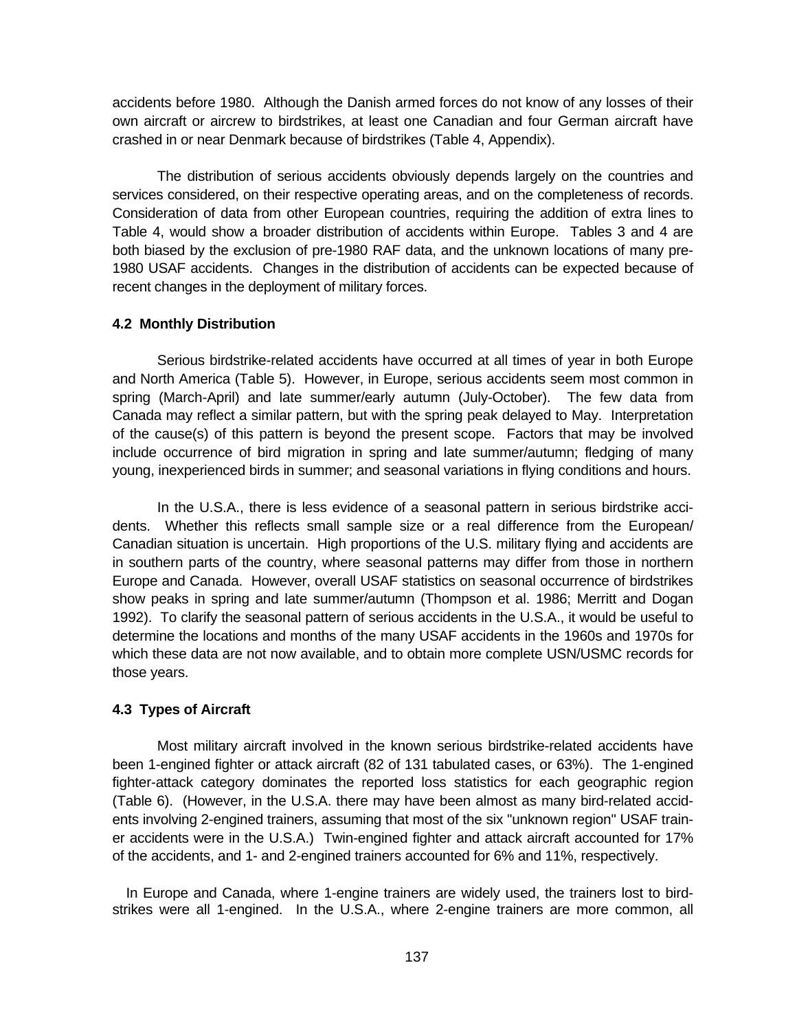accidents before 1980. Although the Danish armed forces do not know of any losses of their own aircraft or aircrew to birdstrikes, at least one Canadian and four German aircraft have crashed in or near Denmark because of birdstrikes (Table 4, Appendix).

The distribution of serious accidents obviously depends largely on the countries and services considered, on their respective operating areas, and on the completeness of records. Consideration of data from other European countries, requiring the addition of extra lines to Table 4, would show a broader distribution of accidents within Europe. Tables 3 and 4 are both biased by the exclusion of pre-1980 RAF data, and the unknown locations of many pre-1980 USAF accidents. Changes in the distribution of accidents can be expected because of recent changes in the deployment of military forces.

### 4.2 Monthly Distribution

Serious birdstrike-related accidents have occurred at all times of year in both Europe and North America (Table 5). However, in Europe, serious accidents seem most common in spring (March-April) and late summer/early autumn (July-October). The few data from Canada may reflect a similar pattern, but with the spring peak delayed to May. Interpretation of the cause(s) of this pattern is beyond the present scope. Factors that may be involved include occurrence of bird migration in spring and late summer/autumn; fledging of many young, inexperienced birds in summer; and seasonal variations in flying conditions and hours.

In the U.S.A., there is less evidence of a seasonal pattern in serious birdstrike accidents. Whether this reflects small sample size or a real difference from the European/Canadian situation is uncertain. High proportions of the U.S. military flying and accidents are in southern parts of the country, where seasonal patterns may differ from those in northern Europe and Canada. However, overall USAF statistics on seasonal occurrence of birdstrikes show peaks in spring and late summer/autumn (Thompson et al. 1986; Merritt and Dogan 1992). To clarify the seasonal pattern of serious accidents in the U.S.A., it would be useful to determine the locations and months of the many USAF accidents in the 1960s and 1970s for which these data are not now available, and to obtain more complete USN/USMC records for those years.

### 4.3 Types of Aircraft

Most military aircraft involved in the known serious birdstrike-related accidents have been 1-engined fighter or attack aircraft (82 of 131 tabulated cases, or 63%). The 1-engined fighter-attack category dominates the reported loss statistics for each geographic region (Table 6). (However, in the U.S.A. there may have been almost as many bird-related accidents involving 2-engined trainers, assuming that most of the six "unknown region" USAF trainer accidents were in the U.S.A.) Twin-engined fighter and attack aircraft accounted for 17% of the accidents, and 1- and 2-engined trainers accounted for 6% and 11%, respectively.

In Europe and Canada, where 1-engine trainers are widely used, the trainers lost to birdstrikes were all 1-engined. In the U.S.A., where 2-engine trainers are more common, all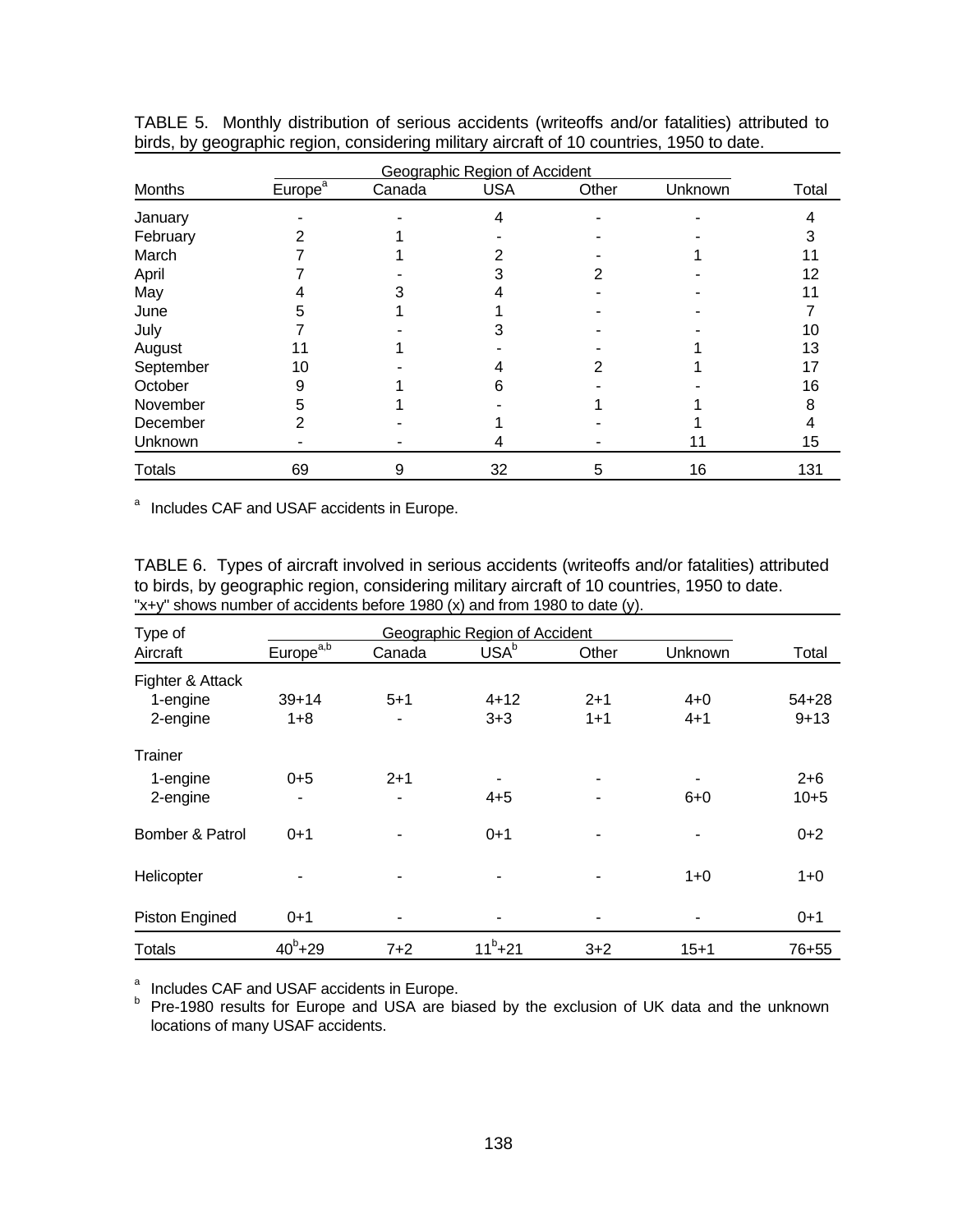TABLE 5. Monthly distribution of serious accidents (writeoffs and/or fatalities) attributed to birds, by geographic region, considering military aircraft of 10 countries, 1950 to date.

| | Geographic Region of Accident | | | | | |
|---|---|---|---|---|---|---|
| Months | Europe[a] | Canada | USA | Other | Unknown | Total |
| January | - | - | 4 | - | - | 4 |
| February | 2 | 1 | - | - | - | 3 |
| March | 7 | 1 | 2 | - | 1 | 11 |
| April | 7 | - | 3 | 2 | - | 12 |
| May | 4 | 3 | 4 | - | - | 11 |
| June | 5 | 1 | 1 | - | - | 7 |
| July | 7 | - | 3 | - | - | 10 |
| August | 11 | 1 | - | - | 1 | 13 |
| September | 10 | - | 4 | 2 | 1 | 17 |
| October | 9 | 1 | 6 | - | - | 16 |
| November | 5 | 1 | - | 1 | 1 | 8 |
| December | 2 | - | 1 | - | 1 | 4 |
| Unknown | - | - | 4 | - | 11 | 15 |
| Totals | 69 | 9 | 32 | 5 | 16 | 131 |

[a] Includes CAF and USAF accidents in Europe.

TABLE 6. Types of aircraft involved in serious accidents (writeoffs and/or fatalities) attributed to birds, by geographic region, considering military aircraft of 10 countries, 1950 to date. "x+y" shows number of accidents before 1980 (x) and from 1980 to date (y).

| Type of | Geographic Region of Accident | | | | | |
|---|---|---|---|---|---|---|
| Aircraft | Europe[a,b] | Canada | USA[b] | Other | Unknown | Total |
| Fighter & Attack | | | | | | |
| 1-engine | 39+14 | 5+1 | 4+12 | 2+1 | 4+0 | 54+28 |
| 2-engine | 1+8 | - | 3+3 | 1+1 | 4+1 | 9+13 |
| Trainer | | | | | | |
| 1-engine | 0+5 | 2+1 | - | - | - | 2+6 |
| 2-engine | - | - | 4+5 | - | 6+0 | 10+5 |
| Bomber & Patrol | 0+1 | - | 0+1 | - | - | 0+2 |
| Helicopter | - | - | - | - | 1+0 | 1+0 |
| Piston Engined | 0+1 | - | - | - | - | 0+1 |
| Totals | 40[b]+29 | 7+2 | 11[b]+21 | 3+2 | 15+1 | 76+55 |

[a] Includes CAF and USAF accidents in Europe.
[b] Pre-1980 results for Europe and USA are biased by the exclusion of UK data and the unknown locations of many USAF accidents.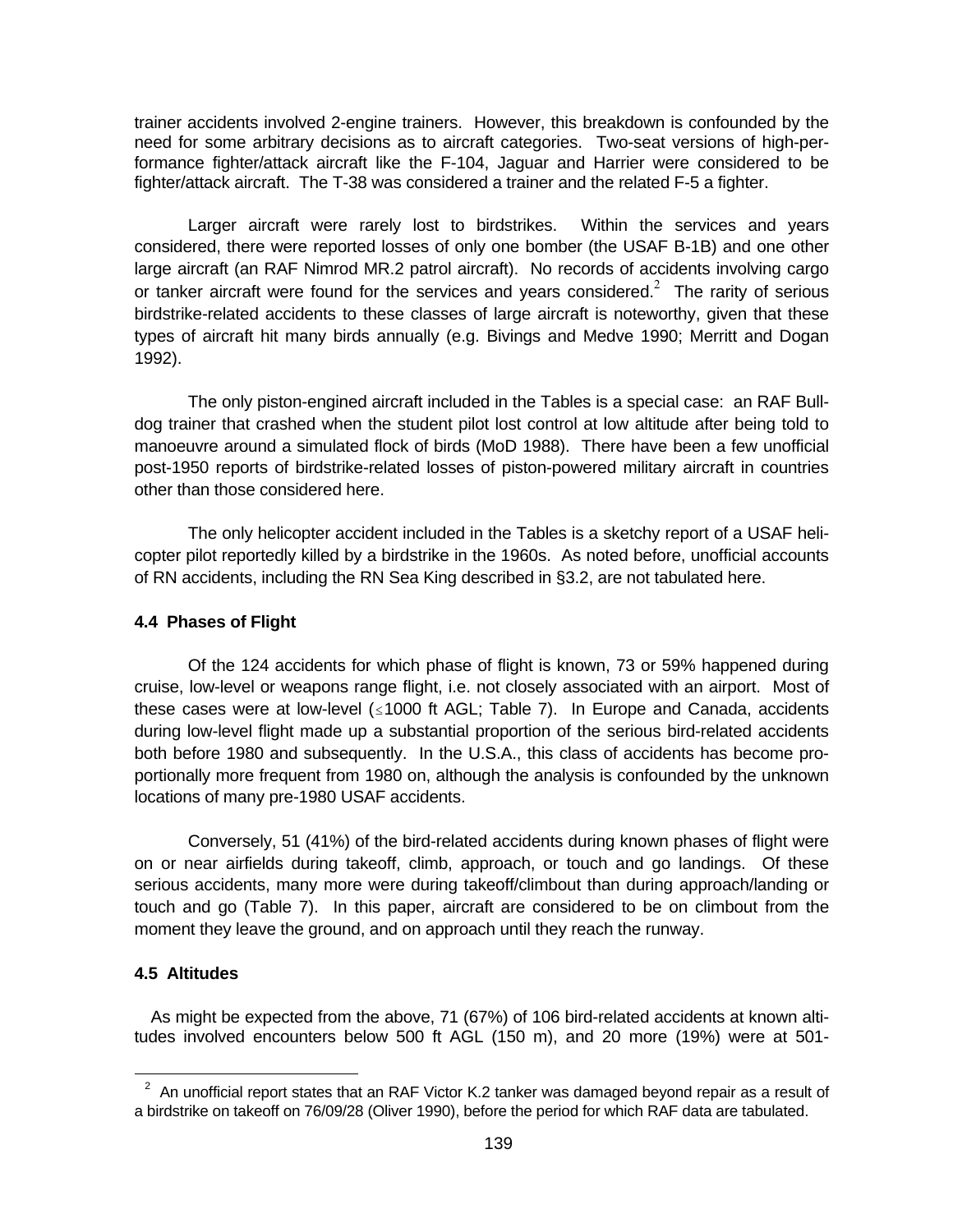trainer accidents involved 2-engine trainers. However, this breakdown is confounded by the need for some arbitrary decisions as to aircraft categories. Two-seat versions of high-performance fighter/attack aircraft like the F-104, Jaguar and Harrier were considered to be fighter/attack aircraft. The T-38 was considered a trainer and the related F-5 a fighter.

Larger aircraft were rarely lost to birdstrikes. Within the services and years considered, there were reported losses of only one bomber (the USAF B-1B) and one other large aircraft (an RAF Nimrod MR.2 patrol aircraft). No records of accidents involving cargo or tanker aircraft were found for the services and years considered.[2] The rarity of serious birdstrike-related accidents to these classes of large aircraft is noteworthy, given that these types of aircraft hit many birds annually (e.g. Bivings and Medve 1990; Merritt and Dogan 1992).

The only piston-engined aircraft included in the Tables is a special case: an RAF Bulldog trainer that crashed when the student pilot lost control at low altitude after being told to manoeuvre around a simulated flock of birds (MoD 1988). There have been a few unofficial post-1950 reports of birdstrike-related losses of piston-powered military aircraft in countries other than those considered here.

The only helicopter accident included in the Tables is a sketchy report of a USAF helicopter pilot reportedly killed by a birdstrike in the 1960s. As noted before, unofficial accounts of RN accidents, including the RN Sea King described in §3.2, are not tabulated here.

### 4.4 Phases of Flight

Of the 124 accidents for which phase of flight is known, 73 or 59% happened during cruise, low-level or weapons range flight, i.e. not closely associated with an airport. Most of these cases were at low-level (≤1000 ft AGL; Table 7). In Europe and Canada, accidents during low-level flight made up a substantial proportion of the serious bird-related accidents both before 1980 and subsequently. In the U.S.A., this class of accidents has become proportionally more frequent from 1980 on, although the analysis is confounded by the unknown locations of many pre-1980 USAF accidents.

Conversely, 51 (41%) of the bird-related accidents during known phases of flight were on or near airfields during takeoff, climb, approach, or touch and go landings. Of these serious accidents, many more were during takeoff/climbout than during approach/landing or touch and go (Table 7). In this paper, aircraft are considered to be on climbout from the moment they leave the ground, and on approach until they reach the runway.

### 4.5 Altitudes

As might be expected from the above, 71 (67%) of 106 bird-related accidents at known altitudes involved encounters below 500 ft AGL (150 m), and 20 more (19%) were at 501-

---

[2] An unofficial report states that an RAF Victor K.2 tanker was damaged beyond repair as a result of a birdstrike on takeoff on 76/09/28 (Oliver 1990), before the period for which RAF data are tabulated.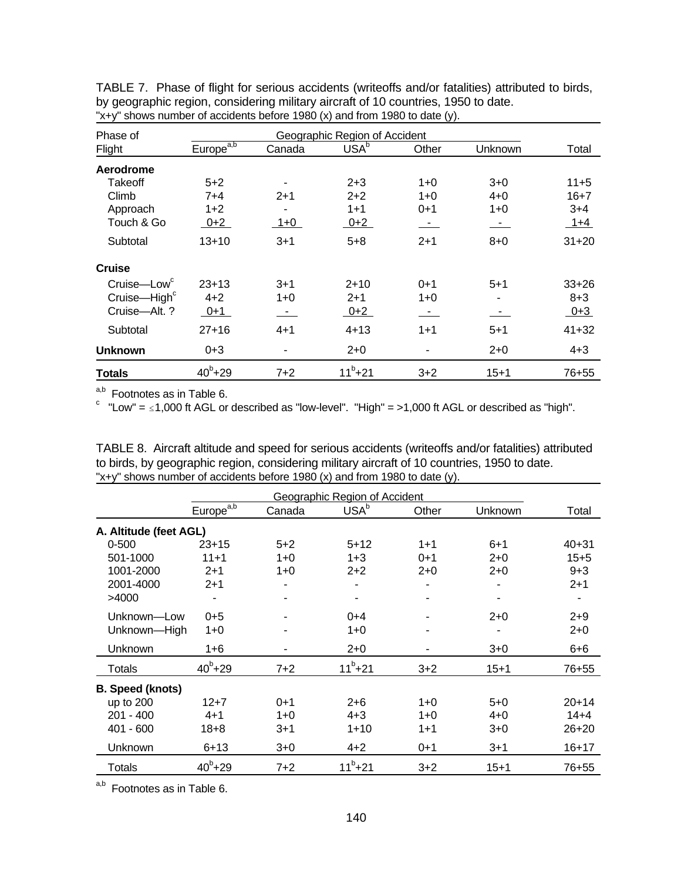TABLE 7. Phase of flight for serious accidents (writeoffs and/or fatalities) attributed to birds, by geographic region, considering military aircraft of 10 countries, 1950 to date. "x+y" shows number of accidents before 1980 (x) and from 1980 to date (y).

| Phase of Flight | Geographic Region of Accident | | | | | Total |
|---|---|---|---|---|---|---|
| | Europe[a,b] | Canada | USA[b] | Other | Unknown | |
| **Aerodrome** | | | | | | |
| Takeoff | 5+2 | - | 2+3 | 1+0 | 3+0 | 11+5 |
| Climb | 7+4 | 2+1 | 2+2 | 1+0 | 4+0 | 16+7 |
| Approach | 1+2 | - | 1+1 | 0+1 | 1+0 | 3+4 |
| Touch & Go | 0+2 | 1+0 | 0+2 | - | - | 1+4 |
| Subtotal | 13+10 | 3+1 | 5+8 | 2+1 | 8+0 | 31+20 |
| **Cruise** | | | | | | |
| Cruise—Low[c] | 23+13 | 3+1 | 2+10 | 0+1 | 5+1 | 33+26 |
| Cruise—High[c] | 4+2 | 1+0 | 2+1 | 1+0 | - | 8+3 |
| Cruise—Alt. ? | 0+1 | - | 0+2 | - | - | 0+3 |
| Subtotal | 27+16 | 4+1 | 4+13 | 1+1 | 5+1 | 41+32 |
| **Unknown** | 0+3 | - | 2+0 | - | 2+0 | 4+3 |
| **Totals** | 40[b]+29 | 7+2 | 11[b]+21 | 3+2 | 15+1 | 76+55 |

[a,b] Footnotes as in Table 6.
[c] "Low" = ≤1,000 ft AGL or described as "low-level". "High" = >1,000 ft AGL or described as "high".

TABLE 8. Aircraft altitude and speed for serious accidents (writeoffs and/or fatalities) attributed to birds, by geographic region, considering military aircraft of 10 countries, 1950 to date. "x+y" shows number of accidents before 1980 (x) and from 1980 to date (y).

| | Geographic Region of Accident | | | | | Total |
|---|---|---|---|---|---|---|
| | Europe[a,b] | Canada | USA[b] | Other | Unknown | |
| **A. Altitude (feet AGL)** | | | | | | |
| 0-500 | 23+15 | 5+2 | 5+12 | 1+1 | 6+1 | 40+31 |
| 501-1000 | 11+1 | 1+0 | 1+3 | 0+1 | 2+0 | 15+5 |
| 1001-2000 | 2+1 | 1+0 | 2+2 | 2+0 | 2+0 | 9+3 |
| 2001-4000 | 2+1 | - | - | - | - | 2+1 |
| >4000 | - | - | - | - | - | - |
| Unknown—Low | 0+5 | - | 0+4 | - | 2+0 | 2+9 |
| Unknown—High | 1+0 | - | 1+0 | - | - | 2+0 |
| Unknown | 1+6 | - | 2+0 | - | 3+0 | 6+6 |
| Totals | 40[b]+29 | 7+2 | 11[b]+21 | 3+2 | 15+1 | 76+55 |
| **B. Speed (knots)** | | | | | | |
| up to 200 | 12+7 | 0+1 | 2+6 | 1+0 | 5+0 | 20+14 |
| 201 - 400 | 4+1 | 1+0 | 4+3 | 1+0 | 4+0 | 14+4 |
| 401 - 600 | 18+8 | 3+1 | 1+10 | 1+1 | 3+0 | 26+20 |
| Unknown | 6+13 | 3+0 | 4+2 | 0+1 | 3+1 | 16+17 |
| Totals | 40[b]+29 | 7+2 | 11[b]+21 | 3+2 | 15+1 | 76+55 |

[a,b] Footnotes as in Table 6.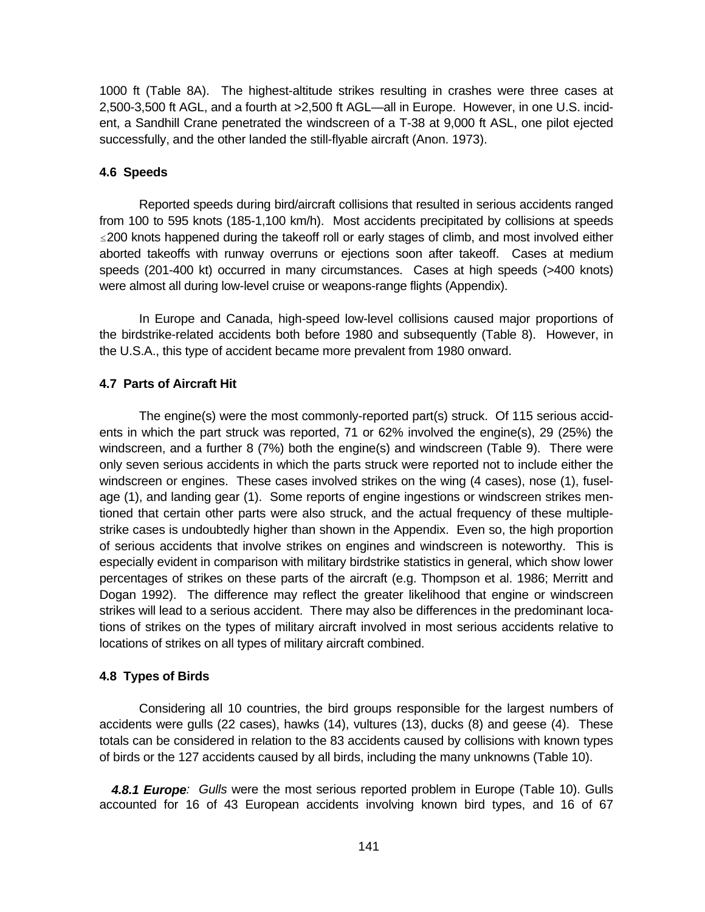1000 ft (Table 8A). The highest-altitude strikes resulting in crashes were three cases at 2,500-3,500 ft AGL, and a fourth at >2,500 ft AGL—all in Europe. However, in one U.S. incident, a Sandhill Crane penetrated the windscreen of a T-38 at 9,000 ft ASL, one pilot ejected successfully, and the other landed the still-flyable aircraft (Anon. 1973).

### 4.6 Speeds

Reported speeds during bird/aircraft collisions that resulted in serious accidents ranged from 100 to 595 knots (185-1,100 km/h). Most accidents precipitated by collisions at speeds ≤200 knots happened during the takeoff roll or early stages of climb, and most involved either aborted takeoffs with runway overruns or ejections soon after takeoff. Cases at medium speeds (201-400 kt) occurred in many circumstances. Cases at high speeds (>400 knots) were almost all during low-level cruise or weapons-range flights (Appendix).

In Europe and Canada, high-speed low-level collisions caused major proportions of the birdstrike-related accidents both before 1980 and subsequently (Table 8). However, in the U.S.A., this type of accident became more prevalent from 1980 onward.

### 4.7 Parts of Aircraft Hit

The engine(s) were the most commonly-reported part(s) struck. Of 115 serious accidents in which the part struck was reported, 71 or 62% involved the engine(s), 29 (25%) the windscreen, and a further 8 (7%) both the engine(s) and windscreen (Table 9). There were only seven serious accidents in which the parts struck were reported not to include either the windscreen or engines. These cases involved strikes on the wing (4 cases), nose (1), fuselage (1), and landing gear (1). Some reports of engine ingestions or windscreen strikes mentioned that certain other parts were also struck, and the actual frequency of these multiple-strike cases is undoubtedly higher than shown in the Appendix. Even so, the high proportion of serious accidents that involve strikes on engines and windscreen is noteworthy. This is especially evident in comparison with military birdstrike statistics in general, which show lower percentages of strikes on these parts of the aircraft (e.g. Thompson et al. 1986; Merritt and Dogan 1992). The difference may reflect the greater likelihood that engine or windscreen strikes will lead to a serious accident. There may also be differences in the predominant locations of strikes on the types of military aircraft involved in most serious accidents relative to locations of strikes on all types of military aircraft combined.

### 4.8 Types of Birds

Considering all 10 countries, the bird groups responsible for the largest numbers of accidents were gulls (22 cases), hawks (14), vultures (13), ducks (8) and geese (4). These totals can be considered in relation to the 83 accidents caused by collisions with known types of birds or the 127 accidents caused by all birds, including the many unknowns (Table 10).

***4.8.1 Europe****:* *Gulls* were the most serious reported problem in Europe (Table 10). Gulls accounted for 16 of 43 European accidents involving known bird types, and 16 of 67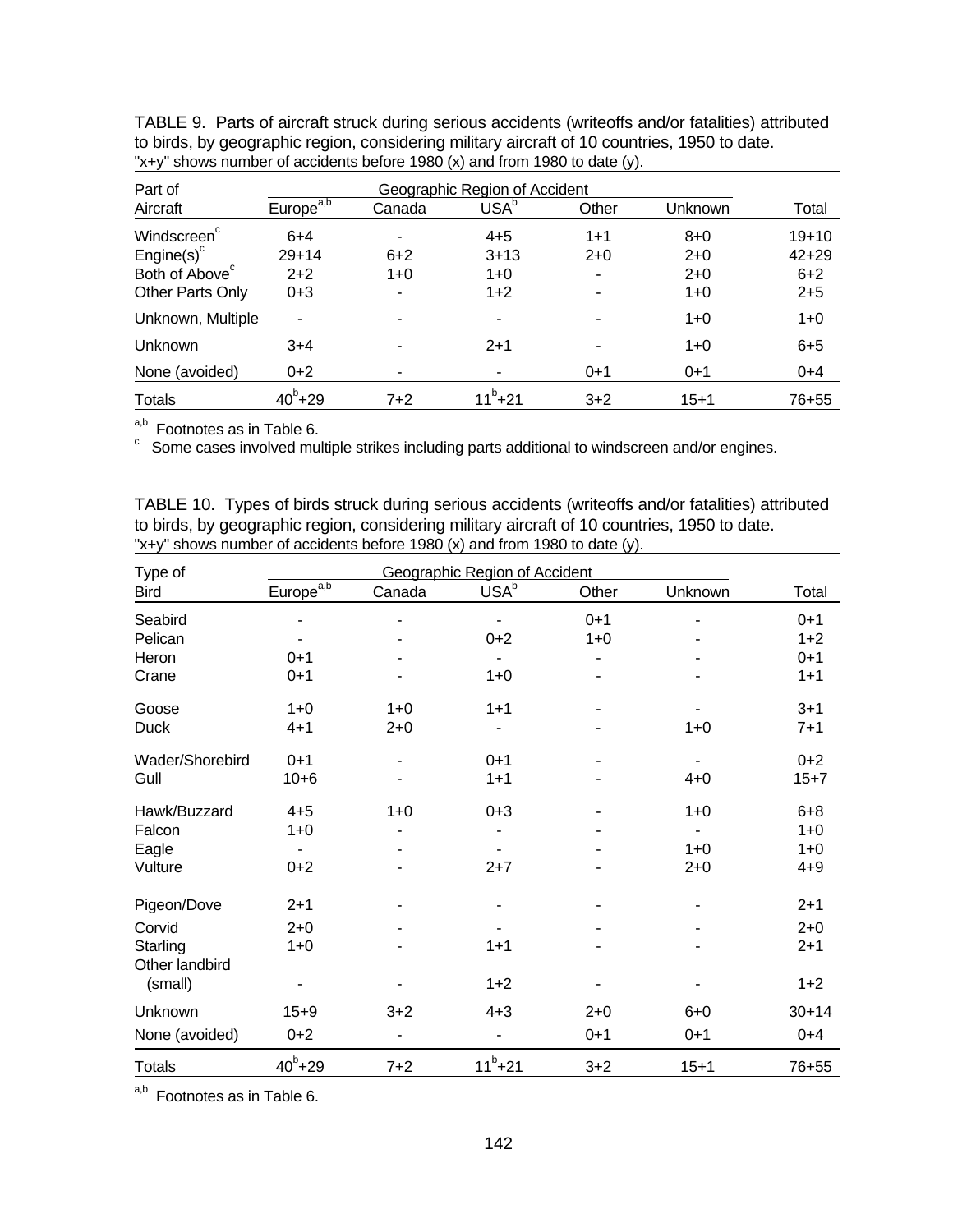TABLE 9. Parts of aircraft struck during serious accidents (writeoffs and/or fatalities) attributed to birds, by geographic region, considering military aircraft of 10 countries, 1950 to date. "x+y" shows number of accidents before 1980 (x) and from 1980 to date (y).

| Part of | Geographic Region of Accident | | | | | |
|---|---|---|---|---|---|---|
| Aircraft | Europe[a,b] | Canada | USA[b] | Other | Unknown | Total |
| Windscreen[c] | 6+4 | - | 4+5 | 1+1 | 8+0 | 19+10 |
| Engine(s)[c] | 29+14 | 6+2 | 3+13 | 2+0 | 2+0 | 42+29 |
| Both of Above[c] | 2+2 | 1+0 | 1+0 | - | 2+0 | 6+2 |
| Other Parts Only | 0+3 | - | 1+2 | - | 1+0 | 2+5 |
| Unknown, Multiple | - | - | - | - | 1+0 | 1+0 |
| Unknown | 3+4 | - | 2+1 | - | 1+0 | 6+5 |
| None (avoided) | 0+2 | - | - | 0+1 | 0+1 | 0+4 |
| Totals | 40[b]+29 | 7+2 | 11[b]+21 | 3+2 | 15+1 | 76+55 |

[a,b] Footnotes as in Table 6.
[c] Some cases involved multiple strikes including parts additional to windscreen and/or engines.

TABLE 10. Types of birds struck during serious accidents (writeoffs and/or fatalities) attributed to birds, by geographic region, considering military aircraft of 10 countries, 1950 to date. "x+y" shows number of accidents before 1980 (x) and from 1980 to date (y).

| Type of | Geographic Region of Accident | | | | | |
|---|---|---|---|---|---|---|
| Bird | Europe[a,b] | Canada | USA[b] | Other | Unknown | Total |
| Seabird | - | - | - | 0+1 | - | 0+1 |
| Pelican | - | - | 0+2 | 1+0 | - | 1+2 |
| Heron | 0+1 | - | - | - | - | 0+1 |
| Crane | 0+1 | - | 1+0 | - | - | 1+1 |
| Goose | 1+0 | 1+0 | 1+1 | - | - | 3+1 |
| Duck | 4+1 | 2+0 | - | - | 1+0 | 7+1 |
| Wader/Shorebird | 0+1 | - | 0+1 | - | - | 0+2 |
| Gull | 10+6 | - | 1+1 | - | 4+0 | 15+7 |
| Hawk/Buzzard | 4+5 | 1+0 | 0+3 | - | 1+0 | 6+8 |
| Falcon | 1+0 | - | - | - | - | 1+0 |
| Eagle | - | - | - | - | 1+0 | 1+0 |
| Vulture | 0+2 | - | 2+7 | - | 2+0 | 4+9 |
| Pigeon/Dove | 2+1 | - | - | - | - | 2+1 |
| Corvid | 2+0 | - | - | - | - | 2+0 |
| Starling | 1+0 | - | 1+1 | - | - | 2+1 |
| Other landbird (small) | - | - | 1+2 | - | - | 1+2 |
| Unknown | 15+9 | 3+2 | 4+3 | 2+0 | 6+0 | 30+14 |
| None (avoided) | 0+2 | - | - | 0+1 | 0+1 | 0+4 |
| Totals | 40[b]+29 | 7+2 | 11[b]+21 | 3+2 | 15+1 | 76+55 |

[a,b] Footnotes as in Table 6.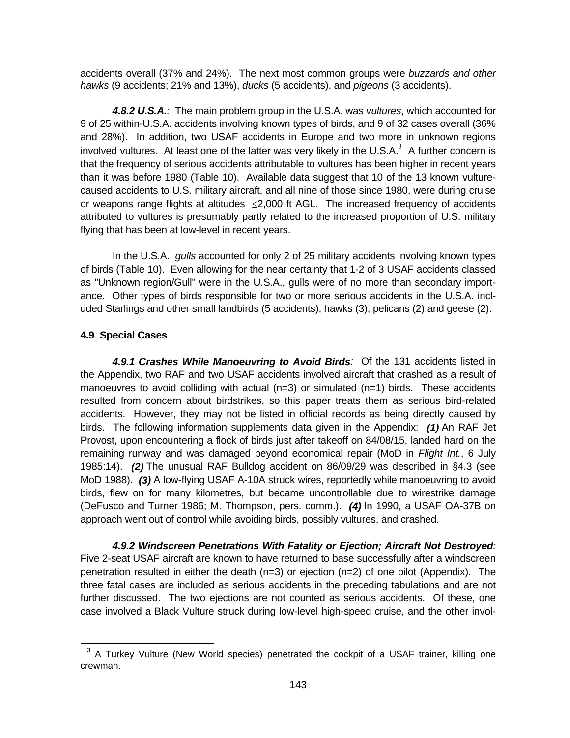accidents overall (37% and 24%). The next most common groups were *buzzards and other hawks* (9 accidents; 21% and 13%), *ducks* (5 accidents), and *pigeons* (3 accidents).

***4.8.2 U.S.A.**:* The main problem group in the U.S.A. was *vultures*, which accounted for 9 of 25 within-U.S.A. accidents involving known types of birds, and 9 of 32 cases overall (36% and 28%). In addition, two USAF accidents in Europe and two more in unknown regions involved vultures. At least one of the latter was very likely in the U.S.A.[3] A further concern is that the frequency of serious accidents attributable to vultures has been higher in recent years than it was before 1980 (Table 10). Available data suggest that 10 of the 13 known vulture-caused accidents to U.S. military aircraft, and all nine of those since 1980, were during cruise or weapons range flights at altitudes $\leq$2,000 ft AGL. The increased frequency of accidents attributed to vultures is presumably partly related to the increased proportion of U.S. military flying that has been at low-level in recent years.

In the U.S.A., *gulls* accounted for only 2 of 25 military accidents involving known types of birds (Table 10). Even allowing for the near certainty that 1-2 of 3 USAF accidents classed as "Unknown region/Gull" were in the U.S.A., gulls were of no more than secondary importance. Other types of birds responsible for two or more serious accidents in the U.S.A. included Starlings and other small landbirds (5 accidents), hawks (3), pelicans (2) and geese (2).

### 4.9 Special Cases

***4.9.1 Crashes While Manoeuvring to Avoid Birds**:* Of the 131 accidents listed in the Appendix, two RAF and two USAF accidents involved aircraft that crashed as a result of manoeuvres to avoid colliding with actual (n=3) or simulated (n=1) birds. These accidents resulted from concern about birdstrikes, so this paper treats them as serious bird-related accidents. However, they may not be listed in official records as being directly caused by birds. The following information supplements data given in the Appendix: ***(1)*** An RAF Jet Provost, upon encountering a flock of birds just after takeoff on 84/08/15, landed hard on the remaining runway and was damaged beyond economical repair (MoD in *Flight Int.*, 6 July 1985:14). ***(2)*** The unusual RAF Bulldog accident on 86/09/29 was described in §4.3 (see MoD 1988). ***(3)*** A low-flying USAF A-10A struck wires, reportedly while manoeuvring to avoid birds, flew on for many kilometres, but became uncontrollable due to wirestrike damage (DeFusco and Turner 1986; M. Thompson, pers. comm.). ***(4)*** In 1990, a USAF OA-37B on approach went out of control while avoiding birds, possibly vultures, and crashed.

***4.9.2 Windscreen Penetrations With Fatality or Ejection; Aircraft Not Destroyed**:* Five 2-seat USAF aircraft are known to have returned to base successfully after a windscreen penetration resulted in either the death (n=3) or ejection (n=2) of one pilot (Appendix). The three fatal cases are included as serious accidents in the preceding tabulations and are not further discussed. The two ejections are not counted as serious accidents. Of these, one case involved a Black Vulture struck during low-level high-speed cruise, and the other invol-

[3] A Turkey Vulture (New World species) penetrated the cockpit of a USAF trainer, killing one crewman.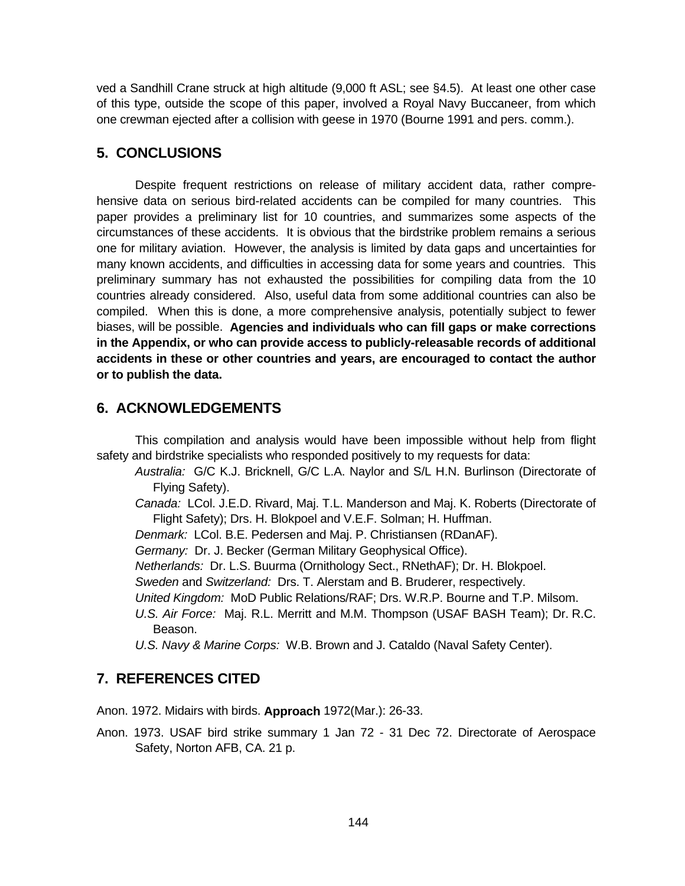ved a Sandhill Crane struck at high altitude (9,000 ft ASL; see §4.5). At least one other case of this type, outside the scope of this paper, involved a Royal Navy Buccaneer, from which one crewman ejected after a collision with geese in 1970 (Bourne 1991 and pers. comm.).

## 5. CONCLUSIONS

Despite frequent restrictions on release of military accident data, rather comprehensive data on serious bird-related accidents can be compiled for many countries. This paper provides a preliminary list for 10 countries, and summarizes some aspects of the circumstances of these accidents. It is obvious that the birdstrike problem remains a serious one for military aviation. However, the analysis is limited by data gaps and uncertainties for many known accidents, and difficulties in accessing data for some years and countries. This preliminary summary has not exhausted the possibilities for compiling data from the 10 countries already considered. Also, useful data from some additional countries can also be compiled. When this is done, a more comprehensive analysis, potentially subject to fewer biases, will be possible. **Agencies and individuals who can fill gaps or make corrections in the Appendix, or who can provide access to publicly-releasable records of additional accidents in these or other countries and years, are encouraged to contact the author or to publish the data.**

## 6. ACKNOWLEDGEMENTS

This compilation and analysis would have been impossible without help from flight safety and birdstrike specialists who responded positively to my requests for data:

*Australia:* G/C K.J. Bricknell, G/C L.A. Naylor and S/L H.N. Burlinson (Directorate of Flying Safety).

*Canada:* LCol. J.E.D. Rivard, Maj. T.L. Manderson and Maj. K. Roberts (Directorate of Flight Safety); Drs. H. Blokpoel and V.E.F. Solman; H. Huffman.

*Denmark:* LCol. B.E. Pedersen and Maj. P. Christiansen (RDanAF).

*Germany:* Dr. J. Becker (German Military Geophysical Office).

*Netherlands:* Dr. L.S. Buurma (Ornithology Sect., RNethAF); Dr. H. Blokpoel.

*Sweden* and *Switzerland:* Drs. T. Alerstam and B. Bruderer, respectively.

*United Kingdom:* MoD Public Relations/RAF; Drs. W.R.P. Bourne and T.P. Milsom.

*U.S. Air Force:* Maj. R.L. Merritt and M.M. Thompson (USAF BASH Team); Dr. R.C. Beason.

*U.S. Navy & Marine Corps:* W.B. Brown and J. Cataldo (Naval Safety Center).

## 7. REFERENCES CITED

Anon. 1972. Midairs with birds. **Approach** 1972(Mar.): 26-33.

Anon. 1973. USAF bird strike summary 1 Jan 72 - 31 Dec 72. Directorate of Aerospace Safety, Norton AFB, CA. 21 p.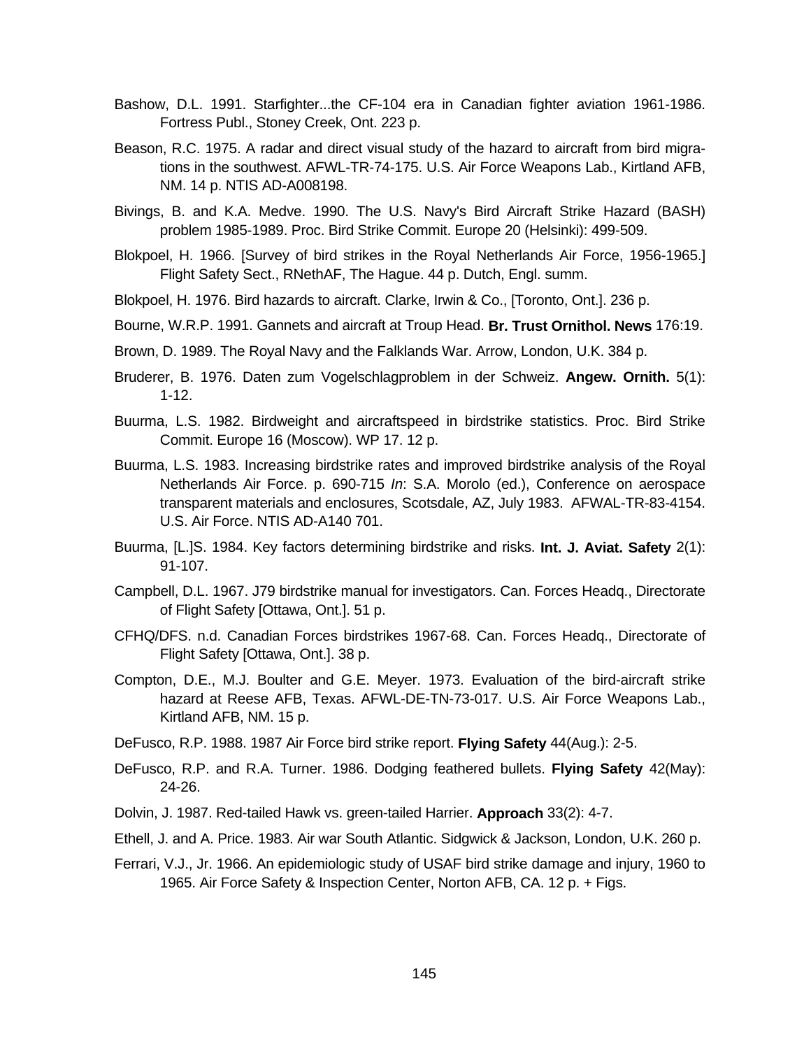Bashow, D.L. 1991. Starfighter...the CF-104 era in Canadian fighter aviation 1961-1986. Fortress Publ., Stoney Creek, Ont. 223 p.

Beason, R.C. 1975. A radar and direct visual study of the hazard to aircraft from bird migrations in the southwest. AFWL-TR-74-175. U.S. Air Force Weapons Lab., Kirtland AFB, NM. 14 p. NTIS AD-A008198.

Bivings, B. and K.A. Medve. 1990. The U.S. Navy's Bird Aircraft Strike Hazard (BASH) problem 1985-1989. Proc. Bird Strike Commit. Europe 20 (Helsinki): 499-509.

Blokpoel, H. 1966. [Survey of bird strikes in the Royal Netherlands Air Force, 1956-1965.] Flight Safety Sect., RNethAF, The Hague. 44 p. Dutch, Engl. summ.

Blokpoel, H. 1976. Bird hazards to aircraft. Clarke, Irwin & Co., [Toronto, Ont.]. 236 p.

Bourne, W.R.P. 1991. Gannets and aircraft at Troup Head. **Br. Trust Ornithol. News** 176:19.

Brown, D. 1989. The Royal Navy and the Falklands War. Arrow, London, U.K. 384 p.

Bruderer, B. 1976. Daten zum Vogelschlagproblem in der Schweiz. **Angew. Ornith.** 5(1): 1-12.

Buurma, L.S. 1982. Birdweight and aircraftspeed in birdstrike statistics. Proc. Bird Strike Commit. Europe 16 (Moscow). WP 17. 12 p.

Buurma, L.S. 1983. Increasing birdstrike rates and improved birdstrike analysis of the Royal Netherlands Air Force. p. 690-715 *In*: S.A. Morolo (ed.), Conference on aerospace transparent materials and enclosures, Scotsdale, AZ, July 1983. AFWAL-TR-83-4154. U.S. Air Force. NTIS AD-A140 701.

Buurma, [L.]S. 1984. Key factors determining birdstrike and risks. **Int. J. Aviat. Safety** 2(1): 91-107.

Campbell, D.L. 1967. J79 birdstrike manual for investigators. Can. Forces Headq., Directorate of Flight Safety [Ottawa, Ont.]. 51 p.

CFHQ/DFS. n.d. Canadian Forces birdstrikes 1967-68. Can. Forces Headq., Directorate of Flight Safety [Ottawa, Ont.]. 38 p.

Compton, D.E., M.J. Boulter and G.E. Meyer. 1973. Evaluation of the bird-aircraft strike hazard at Reese AFB, Texas. AFWL-DE-TN-73-017. U.S. Air Force Weapons Lab., Kirtland AFB, NM. 15 p.

DeFusco, R.P. 1988. 1987 Air Force bird strike report. **Flying Safety** 44(Aug.): 2-5.

DeFusco, R.P. and R.A. Turner. 1986. Dodging feathered bullets. **Flying Safety** 42(May): 24-26.

Dolvin, J. 1987. Red-tailed Hawk vs. green-tailed Harrier. **Approach** 33(2): 4-7.

Ethell, J. and A. Price. 1983. Air war South Atlantic. Sidgwick & Jackson, London, U.K. 260 p.

Ferrari, V.J., Jr. 1966. An epidemiologic study of USAF bird strike damage and injury, 1960 to 1965. Air Force Safety & Inspection Center, Norton AFB, CA. 12 p. + Figs.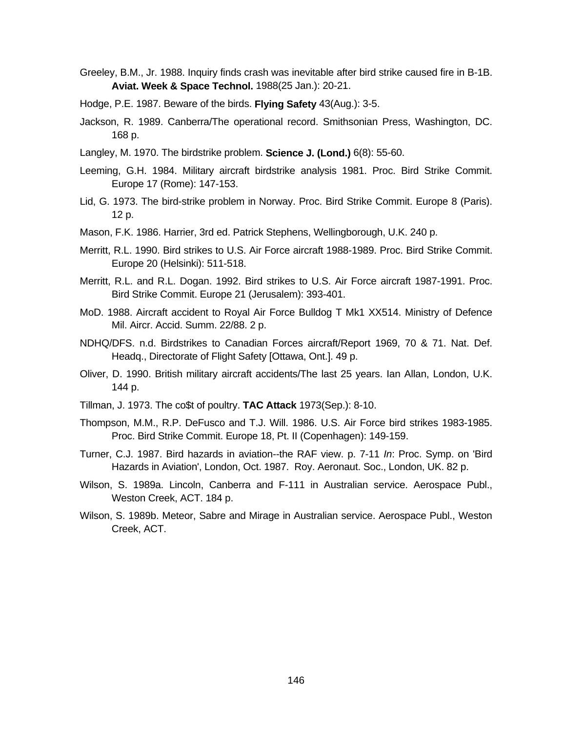Greeley, B.M., Jr. 1988. Inquiry finds crash was inevitable after bird strike caused fire in B-1B. **Aviat. Week & Space Technol.** 1988(25 Jan.): 20-21.

Hodge, P.E. 1987. Beware of the birds. **Flying Safety** 43(Aug.): 3-5.

Jackson, R. 1989. Canberra/The operational record. Smithsonian Press, Washington, DC. 168 p.

Langley, M. 1970. The birdstrike problem. **Science J. (Lond.)** 6(8): 55-60.

Leeming, G.H. 1984. Military aircraft birdstrike analysis 1981. Proc. Bird Strike Commit. Europe 17 (Rome): 147-153.

Lid, G. 1973. The bird-strike problem in Norway. Proc. Bird Strike Commit. Europe 8 (Paris). 12 p.

Mason, F.K. 1986. Harrier, 3rd ed. Patrick Stephens, Wellingborough, U.K. 240 p.

Merritt, R.L. 1990. Bird strikes to U.S. Air Force aircraft 1988-1989. Proc. Bird Strike Commit. Europe 20 (Helsinki): 511-518.

Merritt, R.L. and R.L. Dogan. 1992. Bird strikes to U.S. Air Force aircraft 1987-1991. Proc. Bird Strike Commit. Europe 21 (Jerusalem): 393-401.

MoD. 1988. Aircraft accident to Royal Air Force Bulldog T Mk1 XX514. Ministry of Defence Mil. Aircr. Accid. Summ. 22/88. 2 p.

NDHQ/DFS. n.d. Birdstrikes to Canadian Forces aircraft/Report 1969, 70 & 71. Nat. Def. Headq., Directorate of Flight Safety [Ottawa, Ont.]. 49 p.

Oliver, D. 1990. British military aircraft accidents/The last 25 years. Ian Allan, London, U.K. 144 p.

Tillman, J. 1973. The co$t of poultry. **TAC Attack** 1973(Sep.): 8-10.

Thompson, M.M., R.P. DeFusco and T.J. Will. 1986. U.S. Air Force bird strikes 1983-1985. Proc. Bird Strike Commit. Europe 18, Pt. II (Copenhagen): 149-159.

Turner, C.J. 1987. Bird hazards in aviation--the RAF view. p. 7-11 *In*: Proc. Symp. on 'Bird Hazards in Aviation', London, Oct. 1987. Roy. Aeronaut. Soc., London, UK. 82 p.

Wilson, S. 1989a. Lincoln, Canberra and F-111 in Australian service. Aerospace Publ., Weston Creek, ACT. 184 p.

Wilson, S. 1989b. Meteor, Sabre and Mirage in Australian service. Aerospace Publ., Weston Creek, ACT.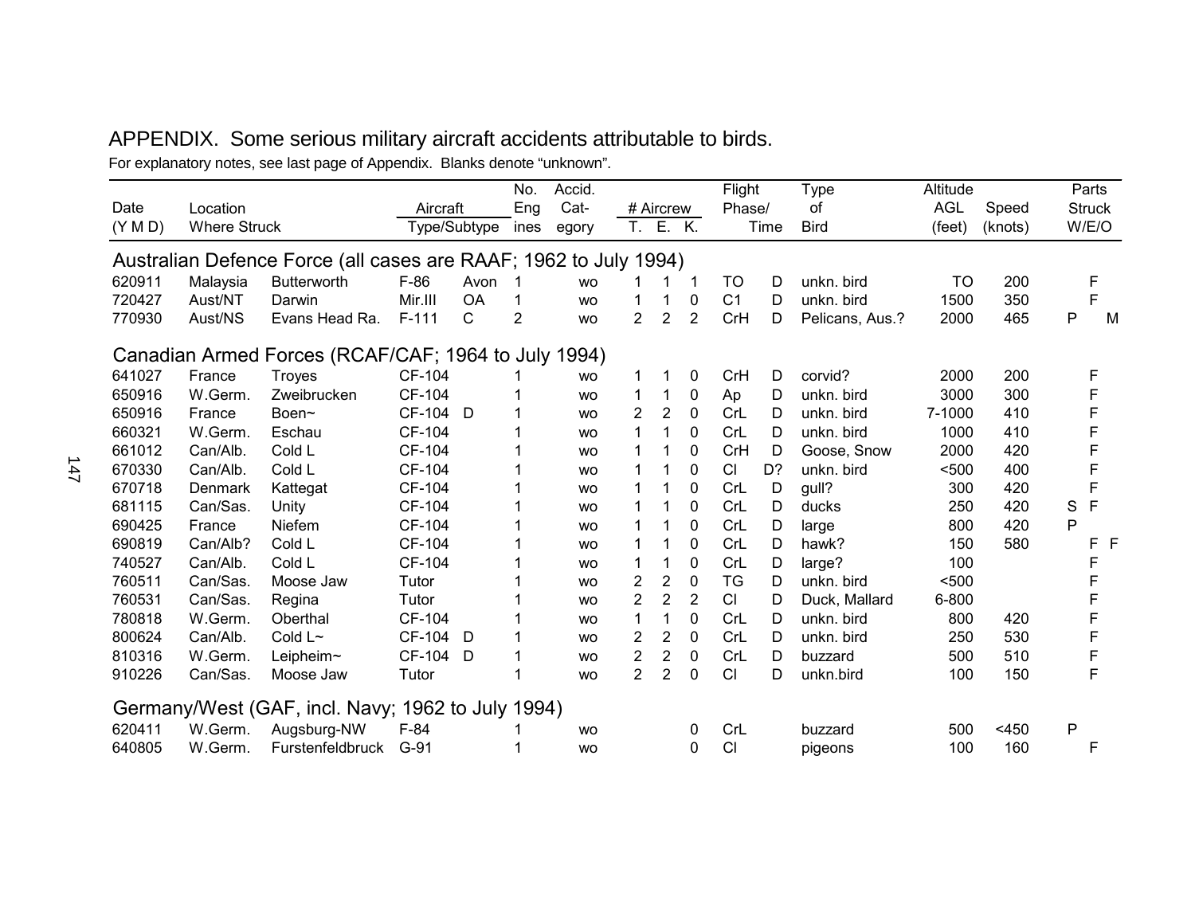# APPENDIX. Some serious military aircraft accidents attributable to birds.

For explanatory notes, see last page of Appendix. Blanks denote "unknown".

| Date (Y M D) | Location | Where Struck | Aircraft Type | Aircraft Subtype | No. Engines | Accid. Category | # Aircrew T. | # Aircrew E. | # Aircrew K. | Flight Phase | Time | Type of Bird | Altitude AGL (feet) | Speed (knots) | Parts Struck W | Parts Struck E | Parts Struck O |
|---|---|---|---|---|---|---|---|---|---|---|---|---|---|---|---|---|---|
| **Australian Defence Force (all cases are RAAF; 1962 to July 1994)** | | | | | | | | | | | | | | | | | |
| 620911 | Malaysia | Butterworth | F-86 | Avon | 1 | wo | 1 | 1 | 1 | TO | D | unkn. bird | TO | 200 | | F | |
| 720427 | Aust/NT | Darwin | Mir.III | OA | 1 | wo | 1 | 1 | 0 | C1 | D | unkn. bird | 1500 | 350 | | F | |
| 770930 | Aust/NS | Evans Head Ra. | F-111 | C | 2 | wo | 2 | 2 | 2 | CrH | D | Pelicans, Aus.? | 2000 | 465 | P | | M |
| **Canadian Armed Forces (RCAF/CAF; 1964 to July 1994)** | | | | | | | | | | | | | | | | | |
| 641027 | France | Troyes | CF-104 | | 1 | wo | 1 | 1 | 0 | CrH | D | corvid? | 2000 | 200 | | F | |
| 650916 | W.Germ. | Zweibrucken | CF-104 | | 1 | wo | 1 | 1 | 0 | Ap | D | unkn. bird | 3000 | 300 | | F | |
| 650916 | France | Boen~ | CF-104 | D | 1 | wo | 2 | 2 | 0 | CrL | D | unkn. bird | 7-1000 | 410 | | F | |
| 660321 | W.Germ. | Eschau | CF-104 | | 1 | wo | 1 | 1 | 0 | CrL | D | unkn. bird | 1000 | 410 | | F | |
| 661012 | Can/Alb. | Cold L | CF-104 | | 1 | wo | 1 | 1 | 0 | CrH | D | Goose, Snow | 2000 | 420 | | F | |
| 670330 | Can/Alb. | Cold L | CF-104 | | 1 | wo | 1 | 1 | 0 | Cl | D? | unkn. bird | <500 | 400 | | F | |
| 670718 | Denmark | Kattegat | CF-104 | | 1 | wo | 1 | 1 | 0 | CrL | D | gull? | 300 | 420 | | F | |
| 681115 | Can/Sas. | Unity | CF-104 | | 1 | wo | 1 | 1 | 0 | CrL | D | ducks | 250 | 420 | S | F | |
| 690425 | France | Niefem | CF-104 | | 1 | wo | 1 | 1 | 0 | CrL | D | large | 800 | 420 | P | | |
| 690819 | Can/Alb? | Cold L | CF-104 | | 1 | wo | 1 | 1 | 0 | CrL | D | hawk? | 150 | 580 | | F | F |
| 740527 | Can/Alb. | Cold L | CF-104 | | 1 | wo | 1 | 1 | 0 | CrL | D | large? | 100 | | | F | |
| 760511 | Can/Sas. | Moose Jaw | Tutor | | 1 | wo | 2 | 2 | 0 | TG | D | unkn. bird | <500 | | | F | |
| 760531 | Can/Sas. | Regina | Tutor | | 1 | wo | 2 | 2 | 2 | Cl | D | Duck, Mallard | 6-800 | | | F | |
| 780818 | W.Germ. | Oberthal | CF-104 | | 1 | wo | 1 | 1 | 0 | CrL | D | unkn. bird | 800 | 420 | | F | |
| 800624 | Can/Alb. | Cold L~ | CF-104 | D | 1 | wo | 2 | 2 | 0 | CrL | D | unkn. bird | 250 | 530 | | F | |
| 810316 | W.Germ. | Leipheim~ | CF-104 | D | 1 | wo | 2 | 2 | 0 | CrL | D | buzzard | 500 | 510 | | F | |
| 910226 | Can/Sas. | Moose Jaw | Tutor | | 1 | wo | 2 | 2 | 0 | Cl | D | unkn.bird | 100 | 150 | | F | |
| **Germany/West (GAF, incl. Navy; 1962 to July 1994)** | | | | | | | | | | | | | | | | | |
| 620411 | W.Germ. | Augsburg-NW | F-84 | | 1 | wo | | | 0 | CrL | | buzzard | 500 | <450 | P | | |
| 640805 | W.Germ. | Furstenfeldbruck | G-91 | | 1 | wo | | | 0 | Cl | | pigeons | 100 | 160 | | F | |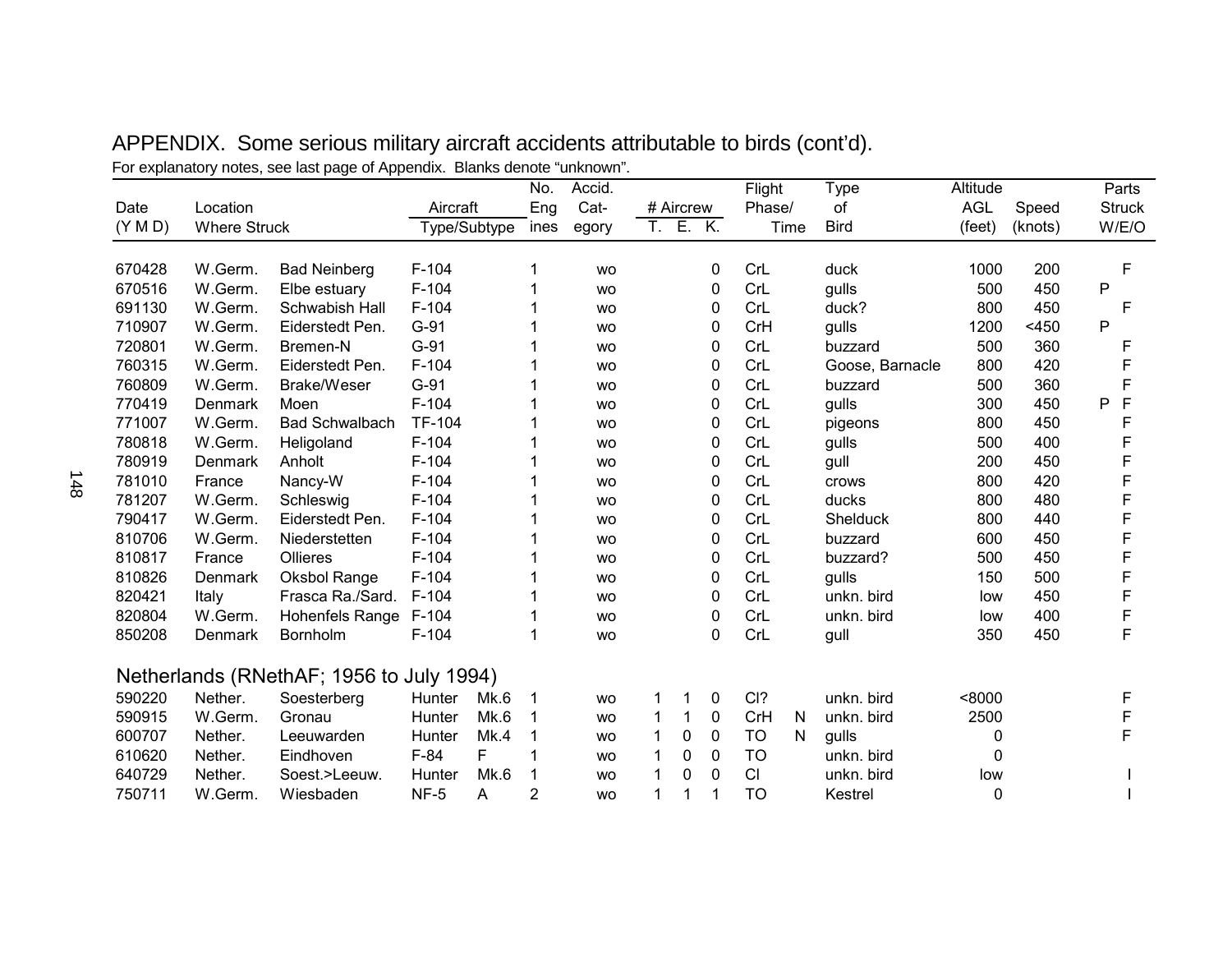## APPENDIX. Some serious military aircraft accidents attributable to birds (cont'd).

For explanatory notes, see last page of Appendix. Blanks denote "unknown".

| Date (Y M D) | Location | Where Struck | Aircraft Type | Subtype | No. Engines | Accid. Category | # Aircrew T. | # Aircrew E. | # Aircrew K. | Flight Phase/ | Time | Type of Bird | Altitude AGL (feet) | Speed (knots) | Parts Struck W/E/O |
|---|---|---|---|---|---|---|---|---|---|---|---|---|---|---|---|
| 670428 | W.Germ. | Bad Neinberg | F-104 | | 1 | wo | | | 0 | CrL | | duck | 1000 | 200 | F |
| 670516 | W.Germ. | Elbe estuary | F-104 | | 1 | wo | | | 0 | CrL | | gulls | 500 | 450 | P |
| 691130 | W.Germ. | Schwabish Hall | F-104 | | 1 | wo | | | 0 | CrL | | duck? | 800 | 450 | F |
| 710907 | W.Germ. | Eiderstedt Pen. | G-91 | | 1 | wo | | | 0 | CrH | | gulls | 1200 | <450 | P |
| 720801 | W.Germ. | Bremen-N | G-91 | | 1 | wo | | | 0 | CrL | | buzzard | 500 | 360 | F |
| 760315 | W.Germ. | Eiderstedt Pen. | F-104 | | 1 | wo | | | 0 | CrL | | Goose, Barnacle | 800 | 420 | F |
| 760809 | W.Germ. | Brake/Weser | G-91 | | 1 | wo | | | 0 | CrL | | buzzard | 500 | 360 | F |
| 770419 | Denmark | Moen | F-104 | | 1 | wo | | | 0 | CrL | | gulls | 300 | 450 | P F |
| 771007 | W.Germ. | Bad Schwalbach | TF-104 | | 1 | wo | | | 0 | CrL | | pigeons | 800 | 450 | F |
| 780818 | W.Germ. | Heligoland | F-104 | | 1 | wo | | | 0 | CrL | | gulls | 500 | 400 | F |
| 780919 | Denmark | Anholt | F-104 | | 1 | wo | | | 0 | CrL | | gull | 200 | 450 | F |
| 781010 | France | Nancy-W | F-104 | | 1 | wo | | | 0 | CrL | | crows | 800 | 420 | F |
| 781207 | W.Germ. | Schleswig | F-104 | | 1 | wo | | | 0 | CrL | | ducks | 800 | 480 | F |
| 790417 | W.Germ. | Eiderstedt Pen. | F-104 | | 1 | wo | | | 0 | CrL | | Shelduck | 800 | 440 | F |
| 810706 | W.Germ. | Niederstetten | F-104 | | 1 | wo | | | 0 | CrL | | buzzard | 600 | 450 | F |
| 810817 | France | Ollieres | F-104 | | 1 | wo | | | 0 | CrL | | buzzard? | 500 | 450 | F |
| 810826 | Denmark | Oksbol Range | F-104 | | 1 | wo | | | 0 | CrL | | gulls | 150 | 500 | F |
| 820421 | Italy | Frasca Ra./Sard. | F-104 | | 1 | wo | | | 0 | CrL | | unkn. bird | low | 450 | F |
| 820804 | W.Germ. | Hohenfels Range | F-104 | | 1 | wo | | | 0 | CrL | | unkn. bird | low | 400 | F |
| 850208 | Denmark | Bornholm | F-104 | | 1 | wo | | | 0 | CrL | | gull | 350 | 450 | F |
| **Netherlands (RNethAF; 1956 to July 1994)** | | | | | | | | | | | | | | | |
| 590220 | Nether. | Soesterberg | Hunter | Mk.6 | 1 | wo | 1 | 1 | 0 | Cl? | | unkn. bird | <8000 | | F |
| 590915 | W.Germ. | Gronau | Hunter | Mk.6 | 1 | wo | 1 | 1 | 0 | CrH | N | unkn. bird | 2500 | | F |
| 600707 | Nether. | Leeuwarden | Hunter | Mk.4 | 1 | wo | 1 | 0 | 0 | TO | N | gulls | 0 | | F |
| 610620 | Nether. | Eindhoven | F-84 | F | 1 | wo | 1 | 0 | 0 | TO | | unkn. bird | 0 | | |
| 640729 | Nether. | Soest.>Leeuw. | Hunter | Mk.6 | 1 | wo | 1 | 0 | 0 | Cl | | unkn. bird | low | | I |
| 750711 | W.Germ. | Wiesbaden | NF-5 | A | 2 | wo | 1 | 1 | 1 | TO | | Kestrel | 0 | | I |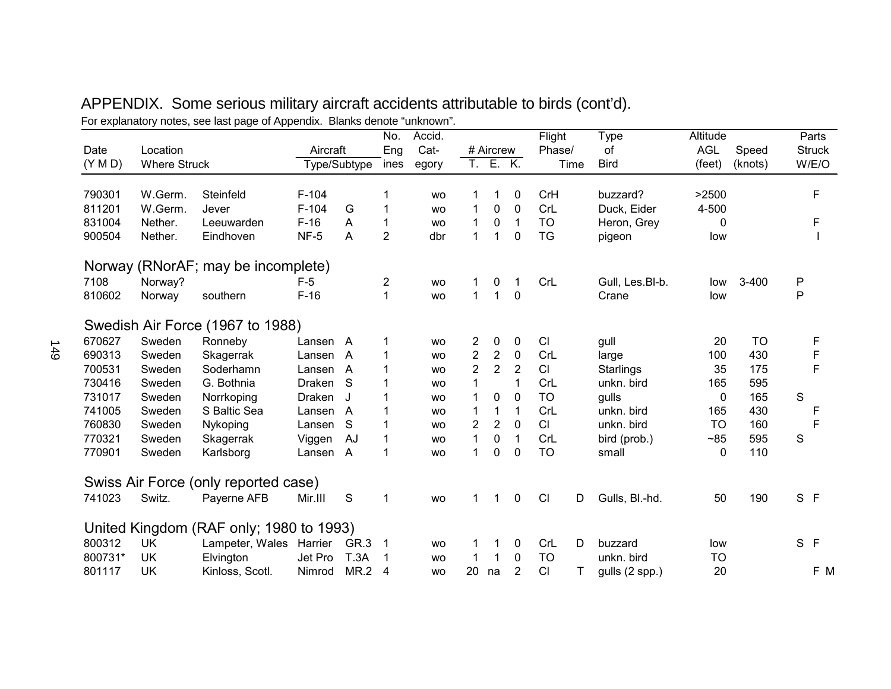## APPENDIX. Some serious military aircraft accidents attributable to birds (cont'd).

For explanatory notes, see last page of Appendix. Blanks denote "unknown".

| Date (Y M D) | Location Where Struck | | Aircraft Type/Subtype | | No. Engines | Accid. Category | # Aircrew T. | E. | K. | Flight Phase/ | Time | Type of Bird | Altitude AGL (feet) | Speed (knots) | Parts Struck W/E/O |
|---|---|---|---|---|---|---|---|---|---|---|---|---|---|---|---|
| 790301 | W.Germ. | Steinfeld | F-104 | | 1 | wo | 1 | 1 | 0 | CrH | | buzzard? | >2500 | | F |
| 811201 | W.Germ. | Jever | F-104 | G | 1 | wo | 1 | 0 | 0 | CrL | | Duck, Eider | 4-500 | | |
| 831004 | Nether. | Leeuwarden | F-16 | A | 1 | wo | 1 | 0 | 1 | TO | | Heron, Grey | 0 | | F |
| 900504 | Nether. | Eindhoven | NF-5 | A | 2 | dbr | 1 | 1 | 0 | TG | | pigeon | low | | I |
| **Norway (RNorAF; may be incomplete)** | | | | | | | | | | | | | | | |
| 7108 | Norway? | | F-5 | | 2 | wo | 1 | 0 | 1 | CrL | | Gull, Les.Bl-b. | low | 3-400 | P |
| 810602 | Norway | southern | F-16 | | 1 | wo | 1 | 1 | 0 | | | Crane | low | | P |
| **Swedish Air Force (1967 to 1988)** | | | | | | | | | | | | | | | |
| 670627 | Sweden | Ronneby | Lansen | A | 1 | wo | 2 | 0 | 0 | Cl | | gull | 20 | TO | F |
| 690313 | Sweden | Skagerrak | Lansen | A | 1 | wo | 2 | 2 | 0 | CrL | | large | 100 | 430 | F |
| 700531 | Sweden | Soderhamn | Lansen | A | 1 | wo | 2 | 2 | 2 | Cl | | Starlings | 35 | 175 | F |
| 730416 | Sweden | G. Bothnia | Draken | S | 1 | wo | 1 | | 1 | CrL | | unkn. bird | 165 | 595 | |
| 731017 | Sweden | Norrkoping | Draken | J | 1 | wo | 1 | 0 | 0 | TO | | gulls | 0 | 165 | S |
| 741005 | Sweden | S Baltic Sea | Lansen | A | 1 | wo | 1 | 1 | 1 | CrL | | unkn. bird | 165 | 430 | F |
| 760830 | Sweden | Nykoping | Lansen | S | 1 | wo | 2 | 2 | 0 | Cl | | unkn. bird | TO | 160 | F |
| 770321 | Sweden | Skagerrak | Viggen | AJ | 1 | wo | 1 | 0 | 1 | CrL | | bird (prob.) | ~85 | 595 | S |
| 770901 | Sweden | Karlsborg | Lansen | A | 1 | wo | 1 | 0 | 0 | TO | | small | 0 | 110 | |
| **Swiss Air Force (only reported case)** | | | | | | | | | | | | | | | |
| 741023 | Switz. | Payerne AFB | Mir.III | S | 1 | wo | 1 | 1 | 0 | Cl | D | Gulls, Bl.-hd. | 50 | 190 | S F |
| **United Kingdom (RAF only; 1980 to 1993)** | | | | | | | | | | | | | | | |
| 800312 | UK | Lampeter, Wales | Harrier | GR.3 | 1 | wo | 1 | 1 | 0 | CrL | D | buzzard | low | | S F |
| 800731* | UK | Elvington | Jet Pro | T.3A | 1 | wo | 1 | 1 | 0 | TO | | unkn. bird | TO | | |
| 801117 | UK | Kinloss, Scotl. | Nimrod | MR.2 | 4 | wo | 20 | na | 2 | Cl | T | gulls (2 spp.) | 20 | | F M |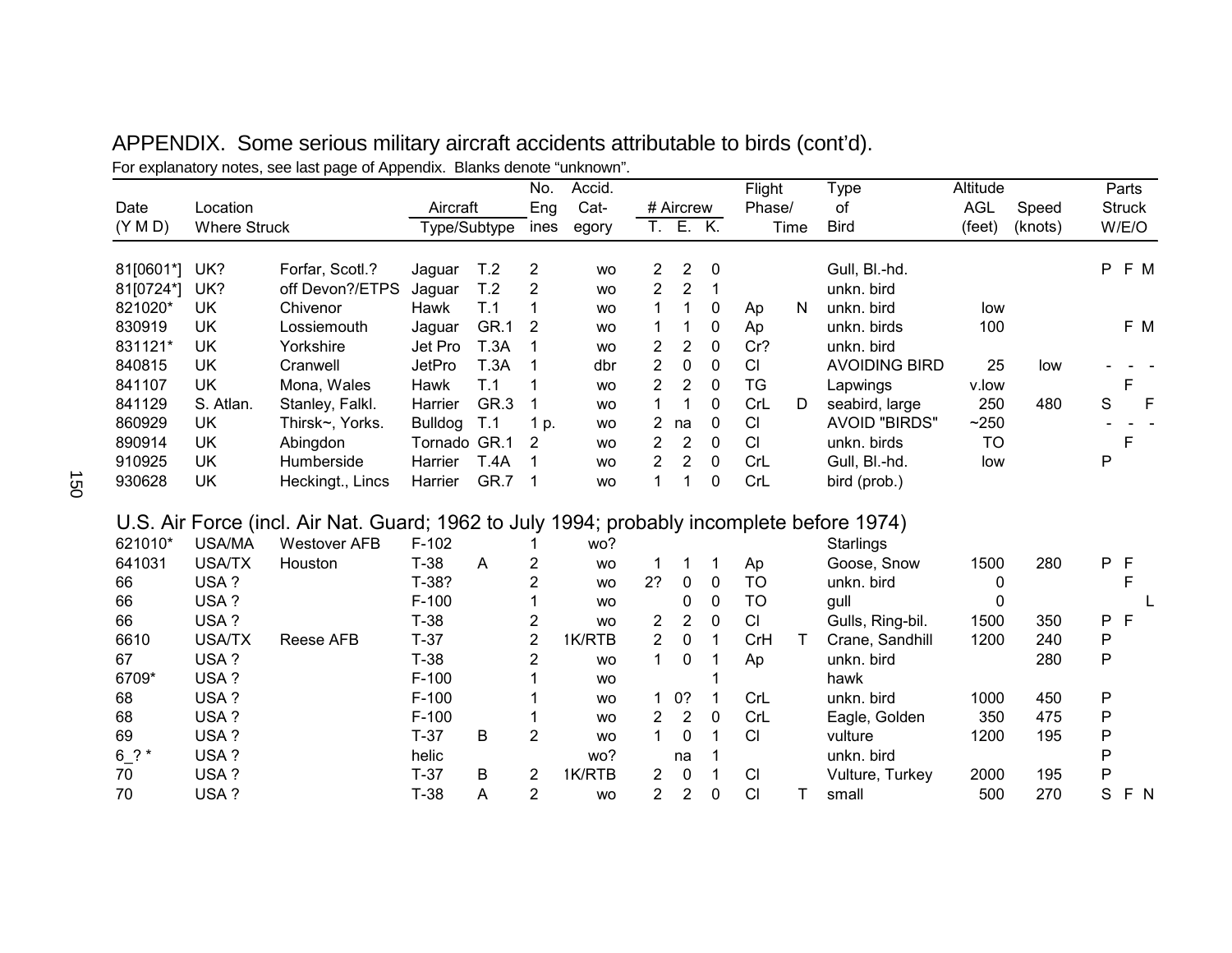# APPENDIX. Some serious military aircraft accidents attributable to birds (cont'd).

For explanatory notes, see last page of Appendix. Blanks denote "unknown".

| Date (Y M D) | Location | Where Struck | Aircraft Type | Aircraft Subtype | No. Engines | Accid. Category | # Aircrew T. | # Aircrew E. | # Aircrew K. | Flight Phase/ | Time | Type of Bird | Altitude AGL (feet) | Speed (knots) | Parts Struck W | Parts Struck E | Parts Struck O |
|---|---|---|---|---|---|---|---|---|---|---|---|---|---|---|---|---|---|
| 81[0601*] | UK? | Forfar, Scotl.? | Jaguar | T.2 | 2 | wo | 2 | 2 | 0 | | | Gull, Bl.-hd. | | | P | F | M |
| 81[0724*] | UK? | off Devon?/ETPS | Jaguar | T.2 | 2 | wo | 2 | 2 | 1 | | | unkn. bird | | | | | |
| 821020* | UK | Chivenor | Hawk | T.1 | 1 | wo | 1 | 1 | 0 | Ap | N | unkn. bird | low | | | | |
| 830919 | UK | Lossiemouth | Jaguar | GR.1 | 2 | wo | 1 | 1 | 0 | Ap | | unkn. birds | 100 | | | F | M |
| 831121* | UK | Yorkshire | Jet Pro | T.3A | 1 | wo | 2 | 2 | 0 | Cr? | | unkn. bird | | | | | |
| 840815 | UK | Cranwell | JetPro | T.3A | 1 | dbr | 2 | 0 | 0 | Cl | | AVOIDING BIRD | 25 | low | - | - | - |
| 841107 | UK | Mona, Wales | Hawk | T.1 | 1 | wo | 2 | 2 | 0 | TG | | Lapwings | v.low | | | F | |
| 841129 | S. Atlan. | Stanley, Falkl. | Harrier | GR.3 | 1 | wo | 1 | 1 | 0 | CrL | D | seabird, large | 250 | 480 | S | | F |
| 860929 | UK | Thirsk~, Yorks. | Bulldog | T.1 | 1 p. | wo | 2 | na | 0 | Cl | | AVOID "BIRDS" | ~250 | | - | - | - |
| 890914 | UK | Abingdon | Tornado | GR.1 | 2 | wo | 2 | 2 | 0 | Cl | | unkn. birds | TO | | | F | |
| 910925 | UK | Humberside | Harrier | T.4A | 1 | wo | 2 | 2 | 0 | CrL | | Gull, Bl.-hd. | low | | P | | |
| 930628 | UK | Heckingt., Lincs | Harrier | GR.7 | 1 | wo | 1 | 1 | 0 | CrL | | bird (prob.) | | | | | |

## U.S. Air Force (incl. Air Nat. Guard; 1962 to July 1994; probably incomplete before 1974)

| Date (Y M D) | Location | Where Struck | Aircraft Type | Aircraft Subtype | No. Engines | Accid. Category | # Aircrew T. | # Aircrew E. | # Aircrew K. | Flight Phase/ | Time | Type of Bird | Altitude AGL (feet) | Speed (knots) | Parts Struck W | Parts Struck E | Parts Struck O |
|---|---|---|---|---|---|---|---|---|---|---|---|---|---|---|---|---|---|
| 621010* | USA/MA | Westover AFB | F-102 | | 1 | wo? | | | | | | Starlings | | | | | |
| 641031 | USA/TX | Houston | T-38 | A | 2 | wo | 1 | 1 | 1 | Ap | | Goose, Snow | 1500 | 280 | P | F | |
| 66 | USA ? | | T-38? | | 2 | wo | 2? | 0 | 0 | TO | | unkn. bird | 0 | | | F | |
| 66 | USA ? | | F-100 | | 1 | wo | | 0 | 0 | TO | | gull | 0 | | | | L |
| 66 | USA ? | | T-38 | | 2 | wo | 2 | 2 | 0 | Cl | | Gulls, Ring-bil. | 1500 | 350 | P | F | |
| 6610 | USA/TX | Reese AFB | T-37 | | 2 | 1K/RTB | 2 | 0 | 1 | CrH | T | Crane, Sandhill | 1200 | 240 | P | | |
| 67 | USA ? | | T-38 | | 2 | wo | 1 | 0 | 1 | Ap | | unkn. bird | | 280 | P | | |
| 6709* | USA ? | | F-100 | | 1 | wo | | | 1 | | | hawk | | | | | |
| 68 | USA ? | | F-100 | | 1 | wo | 1 | 0? | 1 | CrL | | unkn. bird | 1000 | 450 | P | | |
| 68 | USA ? | | F-100 | | 1 | wo | 2 | 2 | 0 | CrL | | Eagle, Golden | 350 | 475 | P | | |
| 69 | USA ? | | T-37 | B | 2 | wo | 1 | 0 | 1 | Cl | | vulture | 1200 | 195 | P | | |
| 6_? * | USA ? | | helic | | | wo? | | na | 1 | | | unkn. bird | | | P | | |
| 70 | USA ? | | T-37 | B | 2 | 1K/RTB | 2 | 0 | 1 | Cl | | Vulture, Turkey | 2000 | 195 | P | | |
| 70 | USA ? | | T-38 | A | 2 | wo | 2 | 2 | 0 | Cl | T | small | 500 | 270 | S | F | N |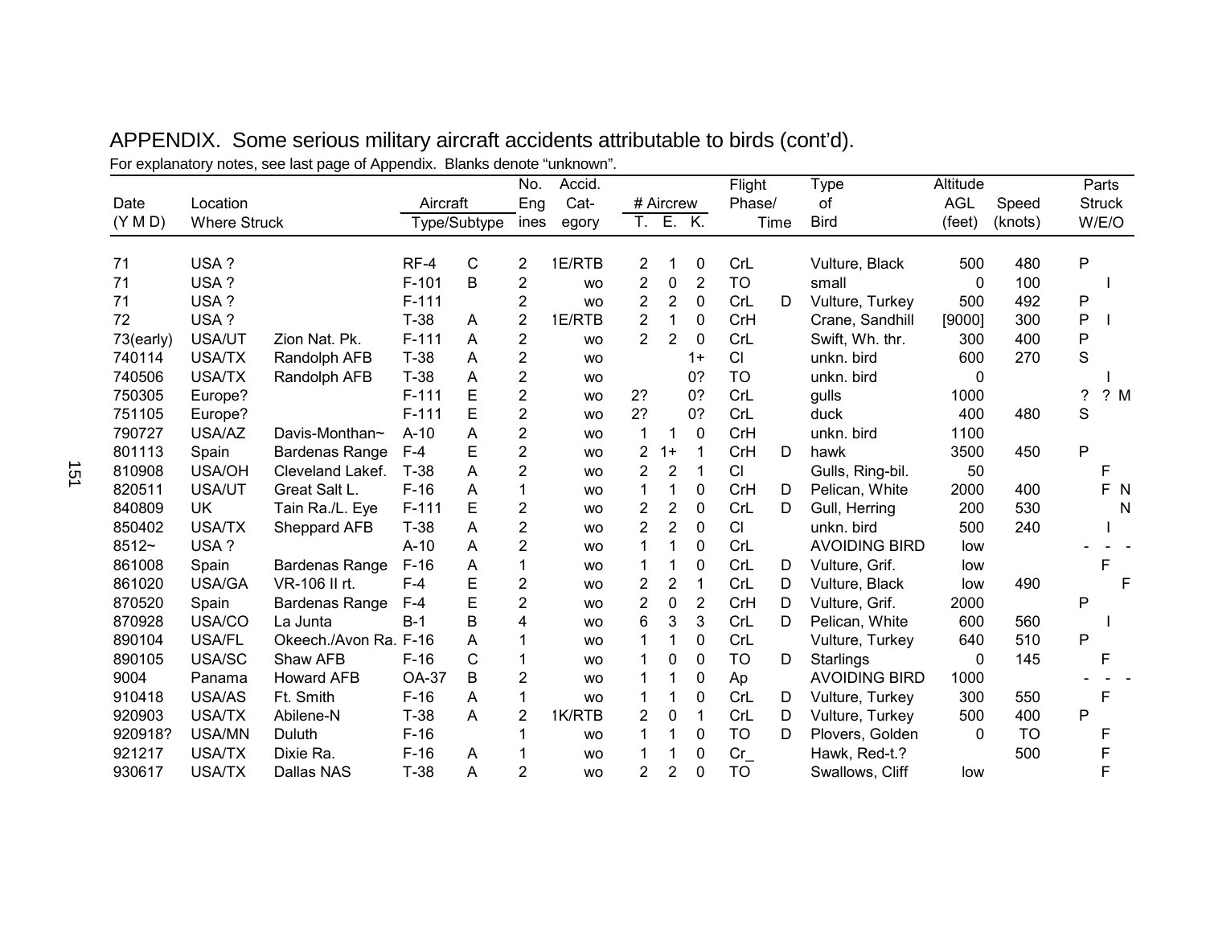# APPENDIX. Some serious military aircraft accidents attributable to birds (cont'd).

For explanatory notes, see last page of Appendix. Blanks denote "unknown".

| Date (Y M D) | Location Where Struck | | Aircraft Type/Subtype | | No. Engines | Accid. Category | # Aircrew T. | E. | K. | Flight Phase/ | Time | Type of Bird | Altitude AGL (feet) | Speed (knots) | Parts Struck W | E | O |
|---|---|---|---|---|---|---|---|---|---|---|---|---|---|---|---|---|---|
| 71 | USA ? | | RF-4 | C | 2 | 1E/RTB | 2 | 1 | 0 | CrL | | Vulture, Black | 500 | 480 | P | | |
| 71 | USA ? | | F-101 | B | 2 | wo | 2 | 0 | 2 | TO | | small | 0 | 100 | | I | |
| 71 | USA ? | | F-111 | | 2 | wo | 2 | 2 | 0 | CrL | D | Vulture, Turkey | 500 | 492 | P | | |
| 72 | USA ? | | T-38 | A | 2 | 1E/RTB | 2 | 1 | 0 | CrH | | Crane, Sandhill | [9000] | 300 | P | I | |
| 73(early) | USA/UT | Zion Nat. Pk. | F-111 | A | 2 | wo | 2 | 2 | 0 | CrL | | Swift, Wh. thr. | 300 | 400 | P | | |
| 740114 | USA/TX | Randolph AFB | T-38 | A | 2 | wo | | | 1+ | Cl | | unkn. bird | 600 | 270 | S | | |
| 740506 | USA/TX | Randolph AFB | T-38 | A | 2 | wo | | | 0? | TO | | unkn. bird | 0 | | | I | |
| 750305 | Europe? | | F-111 | E | 2 | wo | 2? | | 0? | CrL | | gulls | 1000 | | ? | ? | M |
| 751105 | Europe? | | F-111 | E | 2 | wo | 2? | | 0? | CrL | | duck | 400 | 480 | S | | |
| 790727 | USA/AZ | Davis-Monthan~ | A-10 | A | 2 | wo | 1 | 1 | 0 | CrH | | unkn. bird | 1100 | | | | |
| 801113 | Spain | Bardenas Range | F-4 | E | 2 | wo | 2 | 1+ | 1 | CrH | D | hawk | 3500 | 450 | P | | |
| 810908 | USA/OH | Cleveland Lakef. | T-38 | A | 2 | wo | 2 | 2 | 1 | Cl | | Gulls, Ring-bil. | 50 | | | F | |
| 820511 | USA/UT | Great Salt L. | F-16 | A | 1 | wo | 1 | 1 | 0 | CrH | D | Pelican, White | 2000 | 400 | | F | N |
| 840809 | UK | Tain Ra./L. Eye | F-111 | E | 2 | wo | 2 | 2 | 0 | CrL | D | Gull, Herring | 200 | 530 | | | N |
| 850402 | USA/TX | Sheppard AFB | T-38 | A | 2 | wo | 2 | 2 | 0 | Cl | | unkn. bird | 500 | 240 | | I | |
| 8512~ | USA ? | | A-10 | A | 2 | wo | 1 | 1 | 0 | CrL | | AVOIDING BIRD | low | | - | - | - |
| 861008 | Spain | Bardenas Range | F-16 | A | 1 | wo | 1 | 1 | 0 | CrL | D | Vulture, Grif. | low | | | F | |
| 861020 | USA/GA | VR-106 II rt. | F-4 | E | 2 | wo | 2 | 2 | 1 | CrL | D | Vulture, Black | low | 490 | | | F |
| 870520 | Spain | Bardenas Range | F-4 | E | 2 | wo | 2 | 0 | 2 | CrH | D | Vulture, Grif. | 2000 | | P | | |
| 870928 | USA/CO | La Junta | B-1 | B | 4 | wo | 6 | 3 | 3 | CrL | D | Pelican, White | 600 | 560 | | I | |
| 890104 | USA/FL | Okeech./Avon Ra. | F-16 | A | 1 | wo | 1 | 1 | 0 | CrL | | Vulture, Turkey | 640 | 510 | P | | |
| 890105 | USA/SC | Shaw AFB | F-16 | C | 1 | wo | 1 | 0 | 0 | TO | D | Starlings | 0 | 145 | | F | |
| 9004 | Panama | Howard AFB | OA-37 | B | 2 | wo | 1 | 1 | 0 | Ap | | AVOIDING BIRD | 1000 | | - | - | - |
| 910418 | USA/AS | Ft. Smith | F-16 | A | 1 | wo | 1 | 1 | 0 | CrL | D | Vulture, Turkey | 300 | 550 | | F | |
| 920903 | USA/TX | Abilene-N | T-38 | A | 2 | 1K/RTB | 2 | 0 | 1 | CrL | D | Vulture, Turkey | 500 | 400 | P | | |
| 920918? | USA/MN | Duluth | F-16 | | 1 | wo | 1 | 1 | 0 | TO | D | Plovers, Golden | 0 | TO | | F | |
| 921217 | USA/TX | Dixie Ra. | F-16 | A | 1 | wo | 1 | 1 | 0 | Cr_ | | Hawk, Red-t.? | | 500 | | F | |
| 930617 | USA/TX | Dallas NAS | T-38 | A | 2 | wo | 2 | 2 | 0 | TO | | Swallows, Cliff | low | | | F | |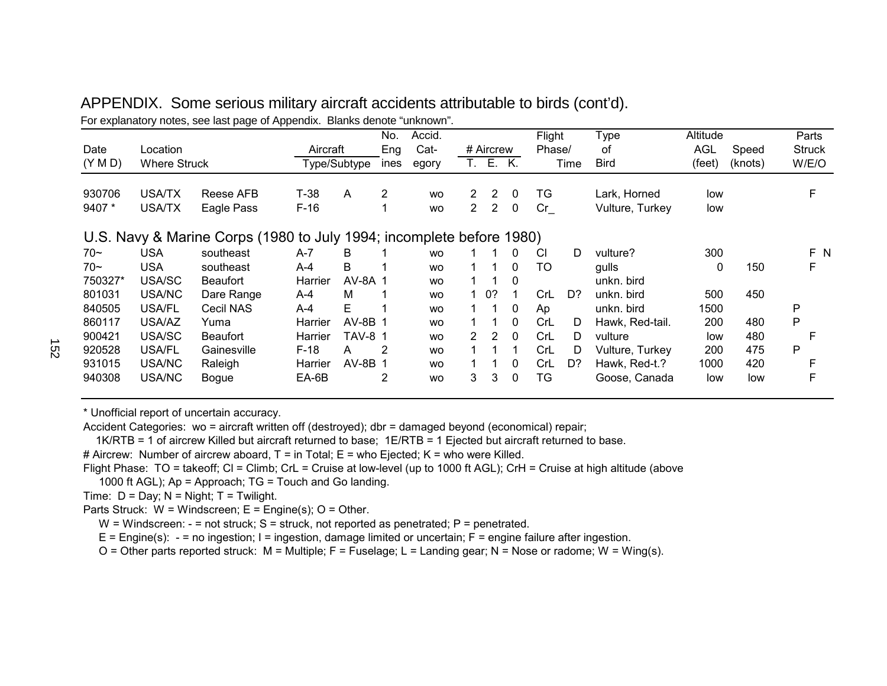## APPENDIX. Some serious military aircraft accidents attributable to birds (cont'd).

For explanatory notes, see last page of Appendix. Blanks denote "unknown".

| Date (Y M D) | Location Where Struck | | Aircraft Type/Subtype | | No. Engines | Accid. Category | # Aircrew T. | E. | K. | Flight Phase/ | Time | Type of Bird | Altitude AGL (feet) | Speed (knots) | Parts Struck W | E | O |
|---|---|---|---|---|---|---|---|---|---|---|---|---|---|---|---|---|---|
| 930706 | USA/TX | Reese AFB | T-38 | A | 2 | wo | 2 | 2 | 0 | TG | | Lark, Horned | low | | | F | |
| 9407 * | USA/TX | Eagle Pass | F-16 | | 1 | wo | 2 | 2 | 0 | Cr_ | | Vulture, Turkey | low | | | | |
| **U.S. Navy & Marine Corps (1980 to July 1994; incomplete before 1980)** | | | | | | | | | | | | | | | | | |
| 70~ | USA | southeast | A-7 | B | 1 | wo | 1 | 1 | 0 | Cl | D | vulture? | 300 | | | F | N |
| 70~ | USA | southeast | A-4 | B | 1 | wo | 1 | 1 | 0 | TO | | gulls | 0 | 150 | | F | |
| 750327* | USA/SC | Beaufort | Harrier | AV-8A | 1 | wo | 1 | 1 | 0 | | | unkn. bird | | | | | |
| 801031 | USA/NC | Dare Range | A-4 | M | 1 | wo | 1 | 0? | 1 | CrL | D? | unkn. bird | 500 | 450 | | | |
| 840505 | USA/FL | Cecil NAS | A-4 | E | 1 | wo | 1 | 1 | 0 | Ap | | unkn. bird | 1500 | | P | | |
| 860117 | USA/AZ | Yuma | Harrier | AV-8B | 1 | wo | 1 | 1 | 0 | CrL | D | Hawk, Red-tail. | 200 | 480 | P | | |
| 900421 | USA/SC | Beaufort | Harrier | TAV-8 | 1 | wo | 2 | 2 | 0 | CrL | D | vulture | low | 480 | | F | |
| 920528 | USA/FL | Gainesville | F-18 | A | 2 | wo | 1 | 1 | 1 | CrL | D | Vulture, Turkey | 200 | 475 | P | | |
| 931015 | USA/NC | Raleigh | Harrier | AV-8B | 1 | wo | 1 | 1 | 0 | CrL | D? | Hawk, Red-t.? | 1000 | 420 | | F | |
| 940308 | USA/NC | Bogue | EA-6B | | 2 | wo | 3 | 3 | 0 | TG | | Goose, Canada | low | low | | F | |

* Unofficial report of uncertain accuracy.

Accident Categories: wo = aircraft written off (destroyed); dbr = damaged beyond (economical) repair;
1K/RTB = 1 of aircrew Killed but aircraft returned to base; 1E/RTB = 1 Ejected but aircraft returned to base.

# Aircrew: Number of aircrew aboard, T = in Total; E = who Ejected; K = who were Killed.

Flight Phase: TO = takeoff; Cl = Climb; CrL = Cruise at low-level (up to 1000 ft AGL); CrH = Cruise at high altitude (above 1000 ft AGL); Ap = Approach; TG = Touch and Go landing.

Time: D = Day; N = Night; T = Twilight.

Parts Struck: W = Windscreen; E = Engine(s); O = Other.

W = Windscreen: - = not struck; S = struck, not reported as penetrated; P = penetrated.

E = Engine(s): - = no ingestion; I = ingestion, damage limited or uncertain; F = engine failure after ingestion.

O = Other parts reported struck: M = Multiple; F = Fuselage; L = Landing gear; N = Nose or radome; W = Wing(s).